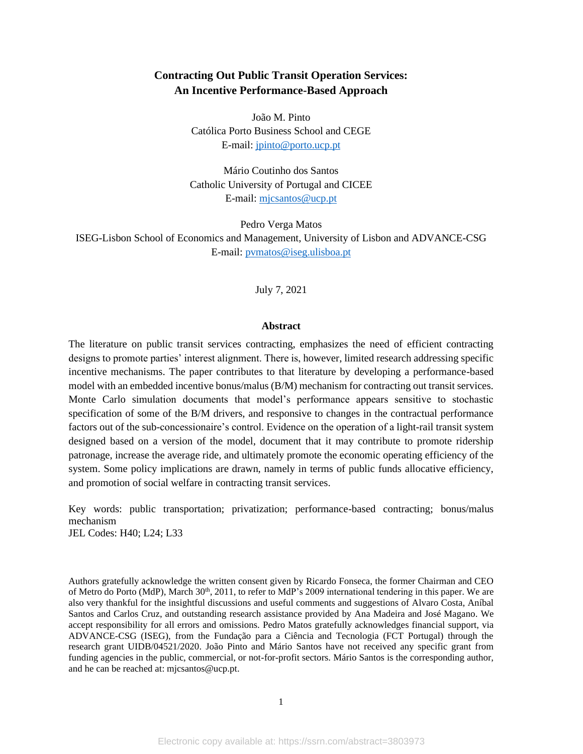# Contracting Out Public Transit Operation Services: An Incentive Performance-Based Approach

João M. Pinto
Católica Porto Business School and CEGE
E-mail: jpinto@porto.ucp.pt

Mário Coutinho dos Santos
Catholic University of Portugal and CICEE
E-mail: mjcsantos@ucp.pt

Pedro Verga Matos
ISEG-Lisbon School of Economics and Management, University of Lisbon and ADVANCE-CSG
E-mail: pvmatos@iseg.ulisboa.pt

July 7, 2021

## Abstract

The literature on public transit services contracting, emphasizes the need of efficient contracting designs to promote parties' interest alignment. There is, however, limited research addressing specific incentive mechanisms. The paper contributes to that literature by developing a performance-based model with an embedded incentive bonus/malus (B/M) mechanism for contracting out transit services. Monte Carlo simulation documents that model's performance appears sensitive to stochastic specification of some of the B/M drivers, and responsive to changes in the contractual performance factors out of the sub-concessionaire's control. Evidence on the operation of a light-rail transit system designed based on a version of the model, document that it may contribute to promote ridership patronage, increase the average ride, and ultimately promote the economic operating efficiency of the system. Some policy implications are drawn, namely in terms of public funds allocative efficiency, and promotion of social welfare in contracting transit services.

Key words: public transportation; privatization; performance-based contracting; bonus/malus mechanism
JEL Codes: H40; L24; L33

Authors gratefully acknowledge the written consent given by Ricardo Fonseca, the former Chairman and CEO of Metro do Porto (MdP), March 30th, 2011, to refer to MdP's 2009 international tendering in this paper. We are also very thankful for the insightful discussions and useful comments and suggestions of Alvaro Costa, Aníbal Santos and Carlos Cruz, and outstanding research assistance provided by Ana Madeira and José Magano. We accept responsibility for all errors and omissions. Pedro Matos gratefully acknowledges financial support, via ADVANCE-CSG (ISEG), from the Fundação para a Ciência and Tecnologia (FCT Portugal) through the research grant UIDB/04521/2020. João Pinto and Mário Santos have not received any specific grant from funding agencies in the public, commercial, or not-for-profit sectors. Mário Santos is the corresponding author, and he can be reached at: mjcsantos@ucp.pt.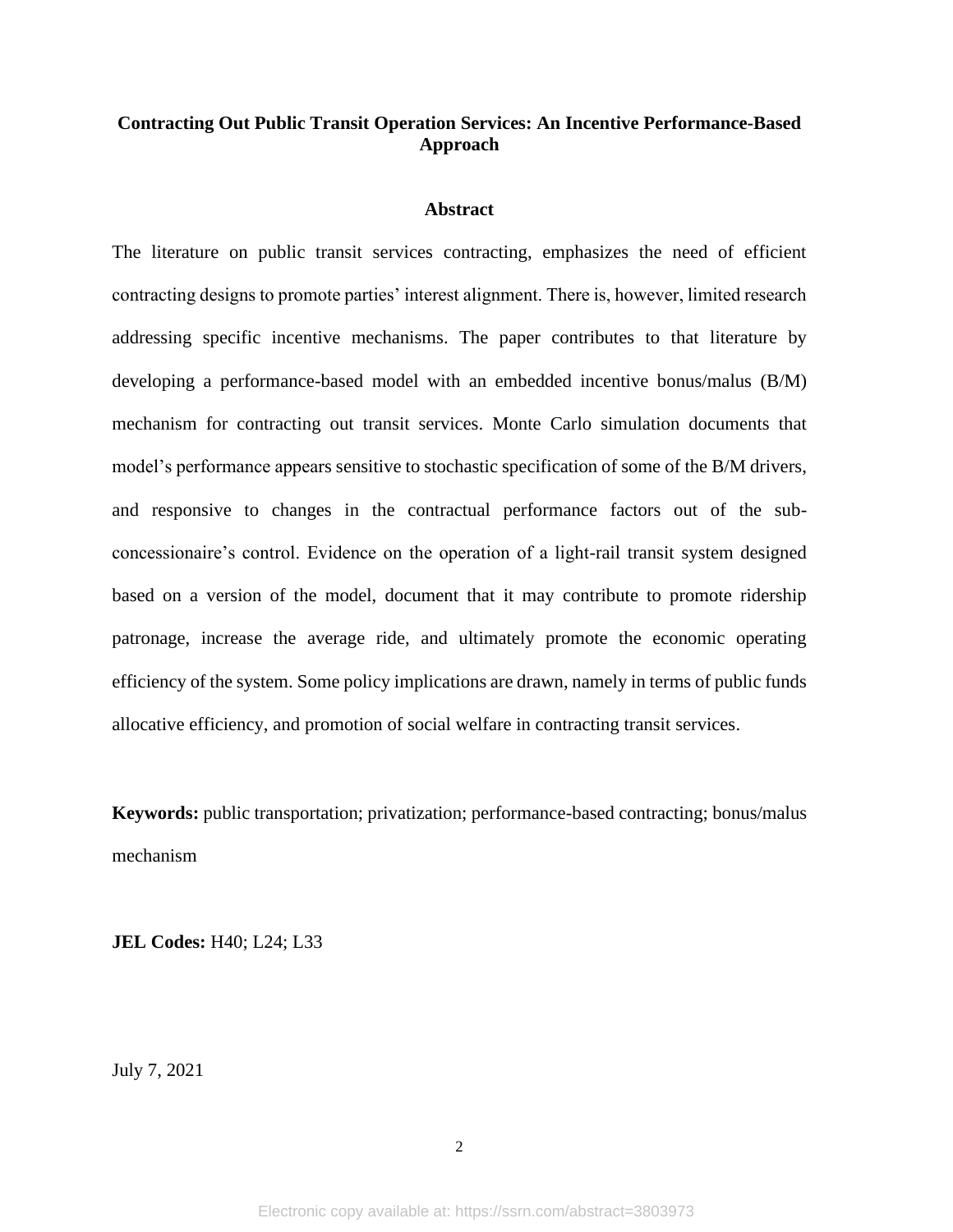# Contracting Out Public Transit Operation Services: An Incentive Performance-Based Approach

## Abstract

The literature on public transit services contracting, emphasizes the need of efficient contracting designs to promote parties' interest alignment. There is, however, limited research addressing specific incentive mechanisms. The paper contributes to that literature by developing a performance-based model with an embedded incentive bonus/malus (B/M) mechanism for contracting out transit services. Monte Carlo simulation documents that model's performance appears sensitive to stochastic specification of some of the B/M drivers, and responsive to changes in the contractual performance factors out of the sub-concessionaire's control. Evidence on the operation of a light-rail transit system designed based on a version of the model, document that it may contribute to promote ridership patronage, increase the average ride, and ultimately promote the economic operating efficiency of the system. Some policy implications are drawn, namely in terms of public funds allocative efficiency, and promotion of social welfare in contracting transit services.

**Keywords:** public transportation; privatization; performance-based contracting; bonus/malus mechanism

**JEL Codes:** H40; L24; L33

July 7, 2021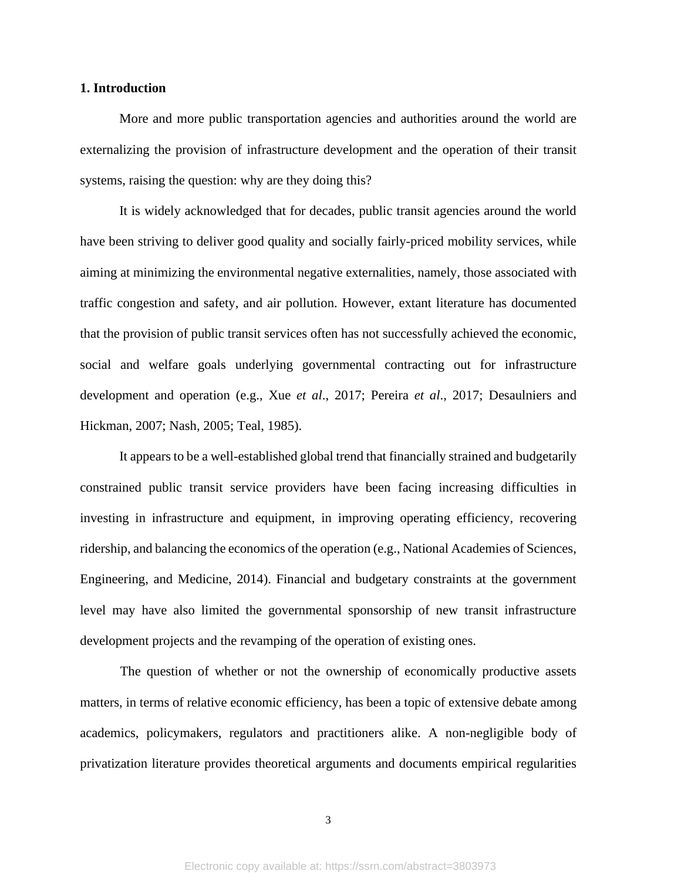## 1. Introduction

More and more public transportation agencies and authorities around the world are externalizing the provision of infrastructure development and the operation of their transit systems, raising the question: why are they doing this?

It is widely acknowledged that for decades, public transit agencies around the world have been striving to deliver good quality and socially fairly-priced mobility services, while aiming at minimizing the environmental negative externalities, namely, those associated with traffic congestion and safety, and air pollution. However, extant literature has documented that the provision of public transit services often has not successfully achieved the economic, social and welfare goals underlying governmental contracting out for infrastructure development and operation (e.g., Xue *et al*., 2017; Pereira *et al*., 2017; Desaulniers and Hickman, 2007; Nash, 2005; Teal, 1985).

It appears to be a well-established global trend that financially strained and budgetarily constrained public transit service providers have been facing increasing difficulties in investing in infrastructure and equipment, in improving operating efficiency, recovering ridership, and balancing the economics of the operation (e.g., National Academies of Sciences, Engineering, and Medicine, 2014). Financial and budgetary constraints at the government level may have also limited the governmental sponsorship of new transit infrastructure development projects and the revamping of the operation of existing ones.

The question of whether or not the ownership of economically productive assets matters, in terms of relative economic efficiency, has been a topic of extensive debate among academics, policymakers, regulators and practitioners alike. A non-negligible body of privatization literature provides theoretical arguments and documents empirical regularities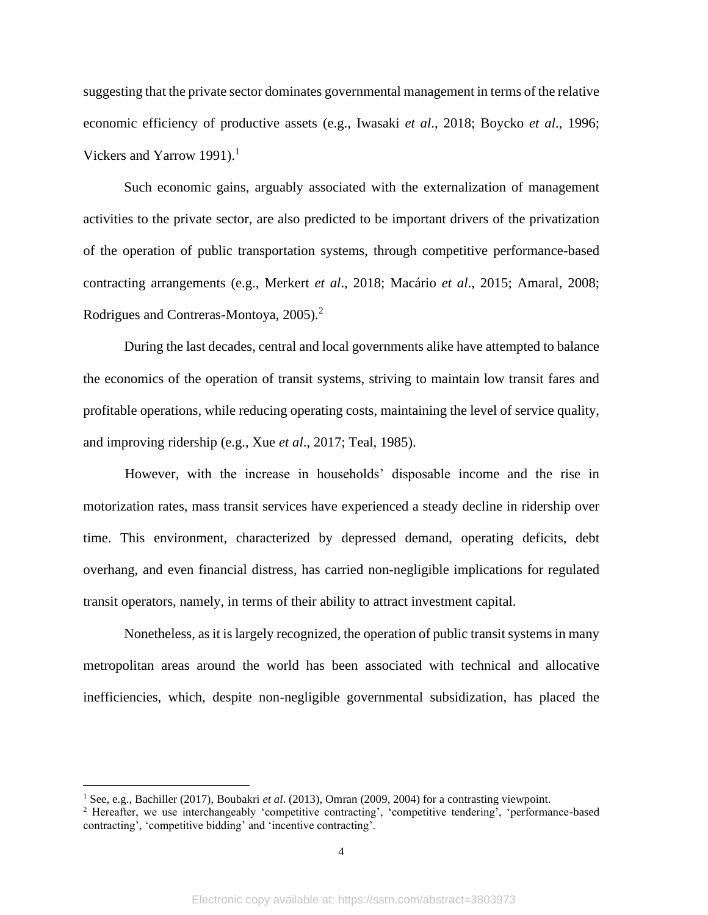suggesting that the private sector dominates governmental management in terms of the relative economic efficiency of productive assets (e.g., Iwasaki *et al*., 2018; Boycko *et al*., 1996; Vickers and Yarrow 1991).[1]

Such economic gains, arguably associated with the externalization of management activities to the private sector, are also predicted to be important drivers of the privatization of the operation of public transportation systems, through competitive performance-based contracting arrangements (e.g., Merkert *et al*., 2018; Macário *et al*., 2015; Amaral, 2008; Rodrigues and Contreras-Montoya, 2005).[2]

During the last decades, central and local governments alike have attempted to balance the economics of the operation of transit systems, striving to maintain low transit fares and profitable operations, while reducing operating costs, maintaining the level of service quality, and improving ridership (e.g., Xue *et al*., 2017; Teal, 1985).

However, with the increase in households' disposable income and the rise in motorization rates, mass transit services have experienced a steady decline in ridership over time. This environment, characterized by depressed demand, operating deficits, debt overhang, and even financial distress, has carried non-negligible implications for regulated transit operators, namely, in terms of their ability to attract investment capital.

Nonetheless, as it is largely recognized, the operation of public transit systems in many metropolitan areas around the world has been associated with technical and allocative inefficiencies, which, despite non-negligible governmental subsidization, has placed the

[1] See, e.g., Bachiller (2017), Boubakri *et al*. (2013), Omran (2009, 2004) for a contrasting viewpoint.

[2] Hereafter, we use interchangeably 'competitive contracting', 'competitive tendering', 'performance-based contracting', 'competitive bidding' and 'incentive contracting'.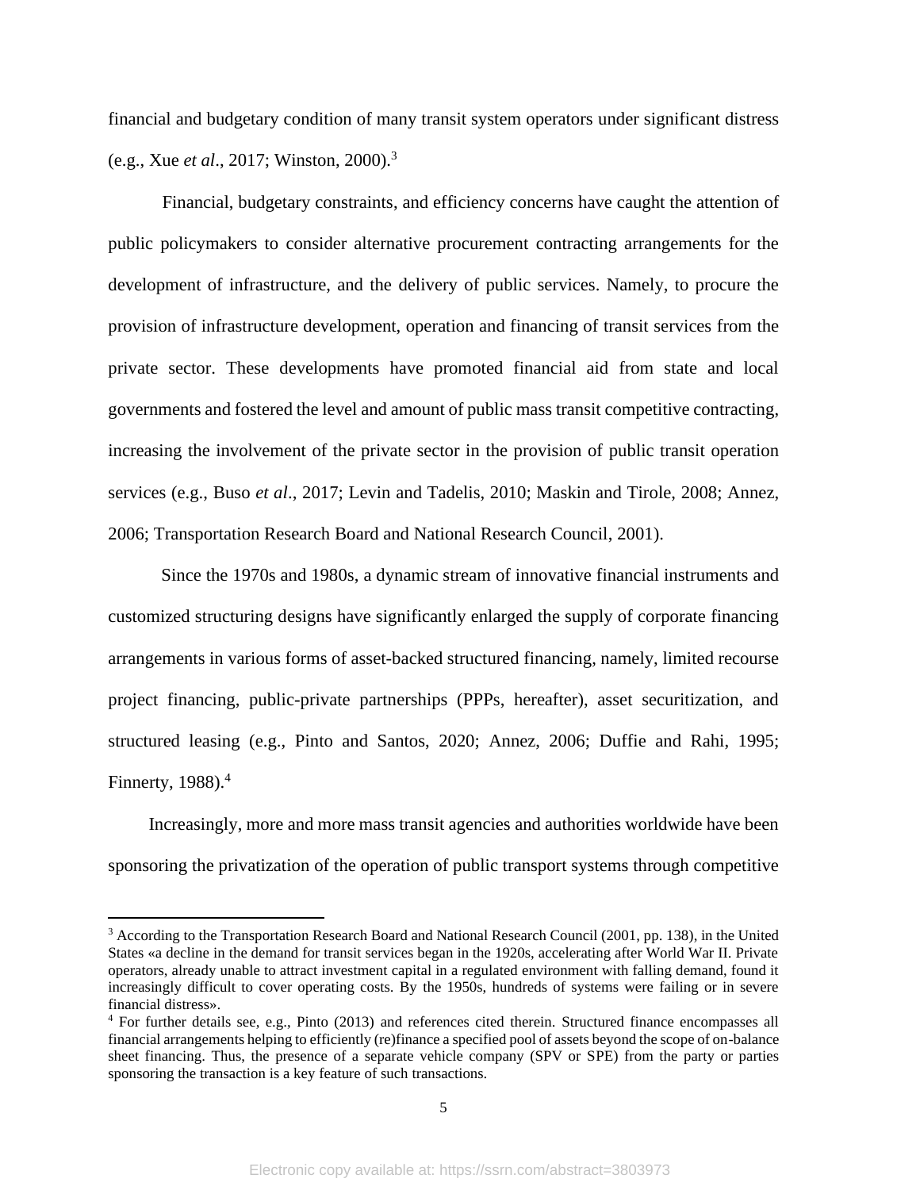financial and budgetary condition of many transit system operators under significant distress (e.g., Xue *et al*., 2017; Winston, 2000).[3]

Financial, budgetary constraints, and efficiency concerns have caught the attention of public policymakers to consider alternative procurement contracting arrangements for the development of infrastructure, and the delivery of public services. Namely, to procure the provision of infrastructure development, operation and financing of transit services from the private sector. These developments have promoted financial aid from state and local governments and fostered the level and amount of public mass transit competitive contracting, increasing the involvement of the private sector in the provision of public transit operation services (e.g., Buso *et al*., 2017; Levin and Tadelis, 2010; Maskin and Tirole, 2008; Annez, 2006; Transportation Research Board and National Research Council, 2001).

Since the 1970s and 1980s, a dynamic stream of innovative financial instruments and customized structuring designs have significantly enlarged the supply of corporate financing arrangements in various forms of asset-backed structured financing, namely, limited recourse project financing, public-private partnerships (PPPs, hereafter), asset securitization, and structured leasing (e.g., Pinto and Santos, 2020; Annez, 2006; Duffie and Rahi, 1995; Finnerty, 1988).[4]

Increasingly, more and more mass transit agencies and authorities worldwide have been sponsoring the privatization of the operation of public transport systems through competitive

---

[3] According to the Transportation Research Board and National Research Council (2001, pp. 138), in the United States «a decline in the demand for transit services began in the 1920s, accelerating after World War II. Private operators, already unable to attract investment capital in a regulated environment with falling demand, found it increasingly difficult to cover operating costs. By the 1950s, hundreds of systems were failing or in severe financial distress».

[4] For further details see, e.g., Pinto (2013) and references cited therein. Structured finance encompasses all financial arrangements helping to efficiently (re)finance a specified pool of assets beyond the scope of on-balance sheet financing. Thus, the presence of a separate vehicle company (SPV or SPE) from the party or parties sponsoring the transaction is a key feature of such transactions.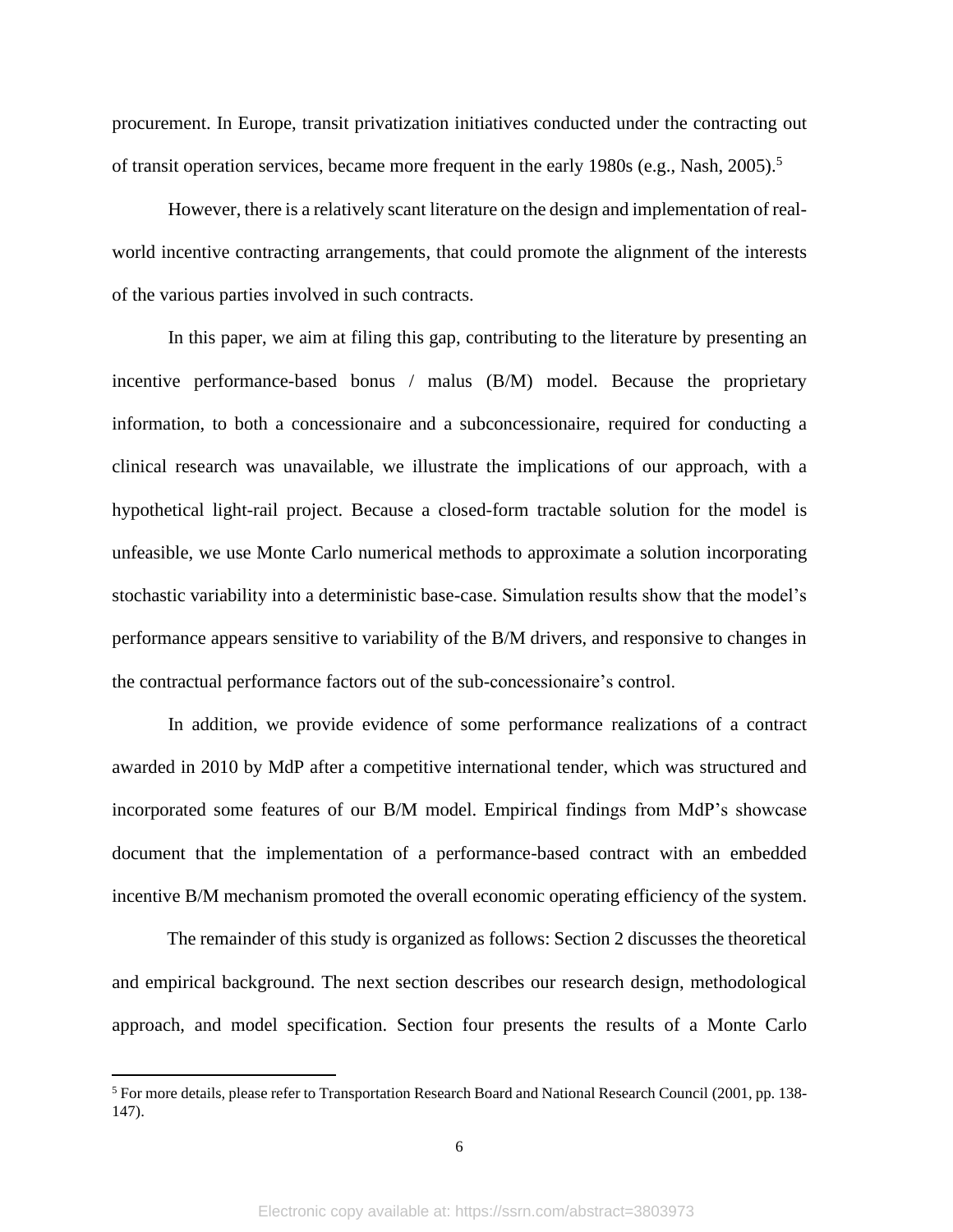procurement. In Europe, transit privatization initiatives conducted under the contracting out of transit operation services, became more frequent in the early 1980s (e.g., Nash, 2005).[5]

However, there is a relatively scant literature on the design and implementation of real-world incentive contracting arrangements, that could promote the alignment of the interests of the various parties involved in such contracts.

In this paper, we aim at filing this gap, contributing to the literature by presenting an incentive performance-based bonus / malus (B/M) model. Because the proprietary information, to both a concessionaire and a subconcessionaire, required for conducting a clinical research was unavailable, we illustrate the implications of our approach, with a hypothetical light-rail project. Because a closed-form tractable solution for the model is unfeasible, we use Monte Carlo numerical methods to approximate a solution incorporating stochastic variability into a deterministic base-case. Simulation results show that the model's performance appears sensitive to variability of the B/M drivers, and responsive to changes in the contractual performance factors out of the sub-concessionaire's control.

In addition, we provide evidence of some performance realizations of a contract awarded in 2010 by MdP after a competitive international tender, which was structured and incorporated some features of our B/M model. Empirical findings from MdP's showcase document that the implementation of a performance-based contract with an embedded incentive B/M mechanism promoted the overall economic operating efficiency of the system.

The remainder of this study is organized as follows: Section 2 discusses the theoretical and empirical background. The next section describes our research design, methodological approach, and model specification. Section four presents the results of a Monte Carlo

[5] For more details, please refer to Transportation Research Board and National Research Council (2001, pp. 138-147).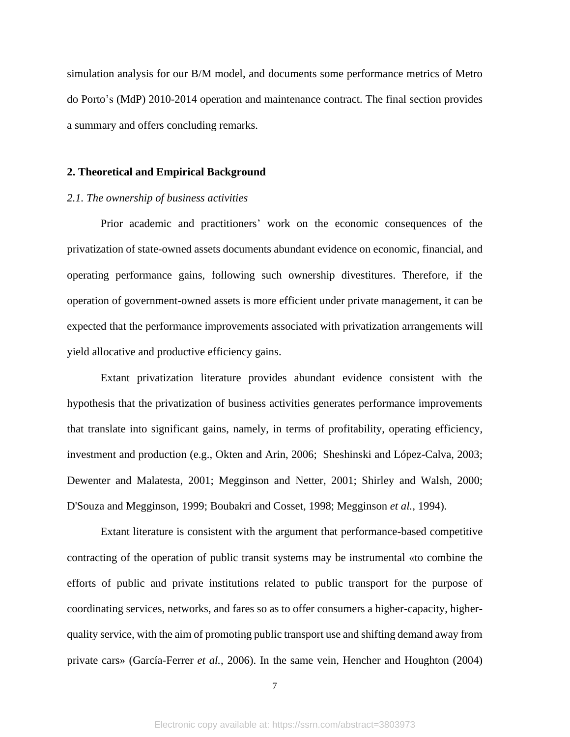simulation analysis for our B/M model, and documents some performance metrics of Metro do Porto's (MdP) 2010-2014 operation and maintenance contract. The final section provides a summary and offers concluding remarks.

## 2. Theoretical and Empirical Background

### *2.1. The ownership of business activities*

Prior academic and practitioners' work on the economic consequences of the privatization of state-owned assets documents abundant evidence on economic, financial, and operating performance gains, following such ownership divestitures. Therefore, if the operation of government-owned assets is more efficient under private management, it can be expected that the performance improvements associated with privatization arrangements will yield allocative and productive efficiency gains.

Extant privatization literature provides abundant evidence consistent with the hypothesis that the privatization of business activities generates performance improvements that translate into significant gains, namely, in terms of profitability, operating efficiency, investment and production (e.g., Okten and Arin, 2006; Sheshinski and López-Calva, 2003; Dewenter and Malatesta, 2001; Megginson and Netter, 2001; Shirley and Walsh, 2000; D'Souza and Megginson, 1999; Boubakri and Cosset, 1998; Megginson *et al.*, 1994).

Extant literature is consistent with the argument that performance-based competitive contracting of the operation of public transit systems may be instrumental «to combine the efforts of public and private institutions related to public transport for the purpose of coordinating services, networks, and fares so as to offer consumers a higher-capacity, higher-quality service, with the aim of promoting public transport use and shifting demand away from private cars» (García-Ferrer *et al.*, 2006). In the same vein, Hencher and Houghton (2004)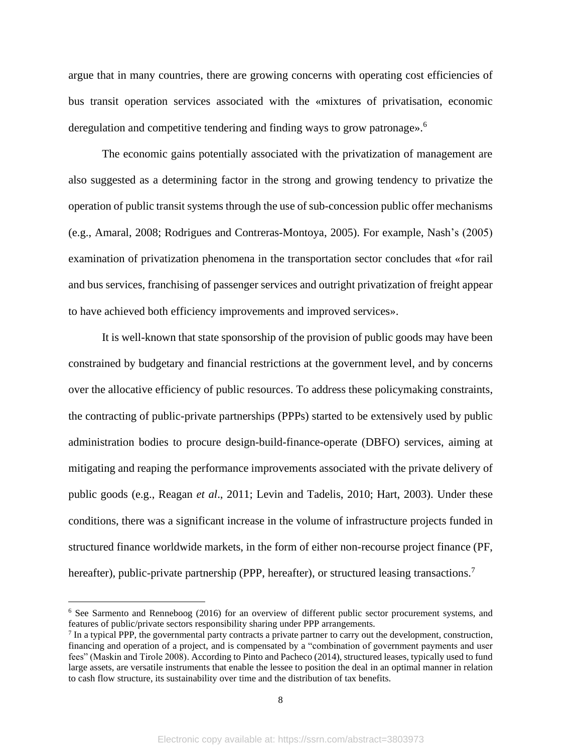argue that in many countries, there are growing concerns with operating cost efficiencies of bus transit operation services associated with the «mixtures of privatisation, economic deregulation and competitive tendering and finding ways to grow patronage».[6]

The economic gains potentially associated with the privatization of management are also suggested as a determining factor in the strong and growing tendency to privatize the operation of public transit systems through the use of sub-concession public offer mechanisms (e.g., Amaral, 2008; Rodrigues and Contreras-Montoya, 2005). For example, Nash's (2005) examination of privatization phenomena in the transportation sector concludes that «for rail and bus services, franchising of passenger services and outright privatization of freight appear to have achieved both efficiency improvements and improved services».

It is well-known that state sponsorship of the provision of public goods may have been constrained by budgetary and financial restrictions at the government level, and by concerns over the allocative efficiency of public resources. To address these policymaking constraints, the contracting of public-private partnerships (PPPs) started to be extensively used by public administration bodies to procure design-build-finance-operate (DBFO) services, aiming at mitigating and reaping the performance improvements associated with the private delivery of public goods (e.g., Reagan *et al*., 2011; Levin and Tadelis, 2010; Hart, 2003). Under these conditions, there was a significant increase in the volume of infrastructure projects funded in structured finance worldwide markets, in the form of either non-recourse project finance (PF, hereafter), public-private partnership (PPP, hereafter), or structured leasing transactions.[7]

---

[6] See Sarmento and Renneboog (2016) for an overview of different public sector procurement systems, and features of public/private sectors responsibility sharing under PPP arrangements.

[7] In a typical PPP, the governmental party contracts a private partner to carry out the development, construction, financing and operation of a project, and is compensated by a "combination of government payments and user fees" (Maskin and Tirole 2008). According to Pinto and Pacheco (2014), structured leases, typically used to fund large assets, are versatile instruments that enable the lessee to position the deal in an optimal manner in relation to cash flow structure, its sustainability over time and the distribution of tax benefits.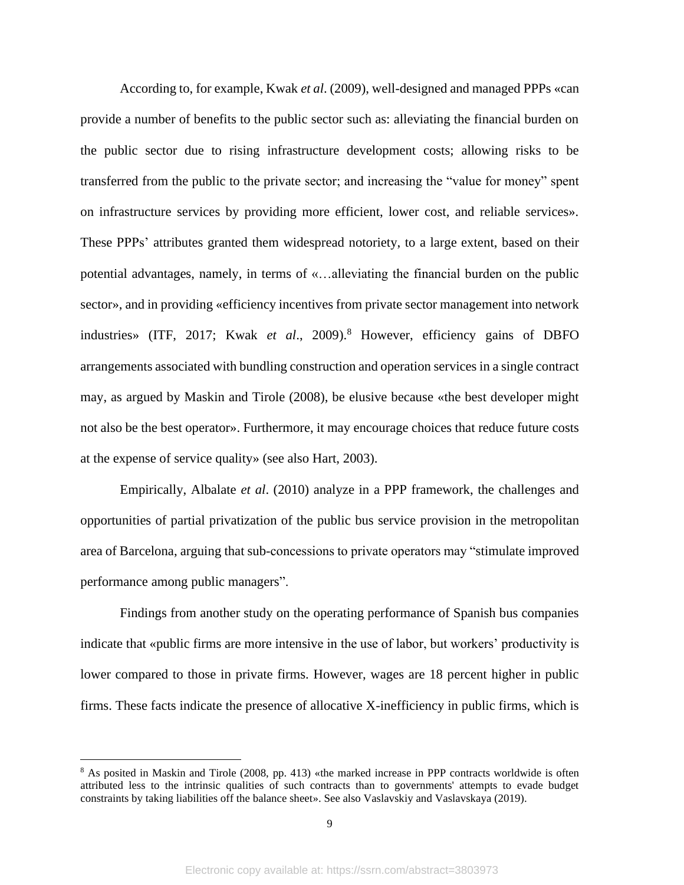According to, for example, Kwak *et al*. (2009), well-designed and managed PPPs «can provide a number of benefits to the public sector such as: alleviating the financial burden on the public sector due to rising infrastructure development costs; allowing risks to be transferred from the public to the private sector; and increasing the "value for money" spent on infrastructure services by providing more efficient, lower cost, and reliable services». These PPPs' attributes granted them widespread notoriety, to a large extent, based on their potential advantages, namely, in terms of «…alleviating the financial burden on the public sector», and in providing «efficiency incentives from private sector management into network industries» (ITF, 2017; Kwak *et al*., 2009).[8] However, efficiency gains of DBFO arrangements associated with bundling construction and operation services in a single contract may, as argued by Maskin and Tirole (2008), be elusive because «the best developer might not also be the best operator». Furthermore, it may encourage choices that reduce future costs at the expense of service quality» (see also Hart, 2003).

Empirically, Albalate *et al*. (2010) analyze in a PPP framework, the challenges and opportunities of partial privatization of the public bus service provision in the metropolitan area of Barcelona, arguing that sub-concessions to private operators may "stimulate improved performance among public managers".

Findings from another study on the operating performance of Spanish bus companies indicate that «public firms are more intensive in the use of labor, but workers' productivity is lower compared to those in private firms. However, wages are 18 percent higher in public firms. These facts indicate the presence of allocative X-inefficiency in public firms, which is

[8] As posited in Maskin and Tirole (2008, pp. 413) «the marked increase in PPP contracts worldwide is often attributed less to the intrinsic qualities of such contracts than to governments' attempts to evade budget constraints by taking liabilities off the balance sheet». See also Vaslavskiy and Vaslavskaya (2019).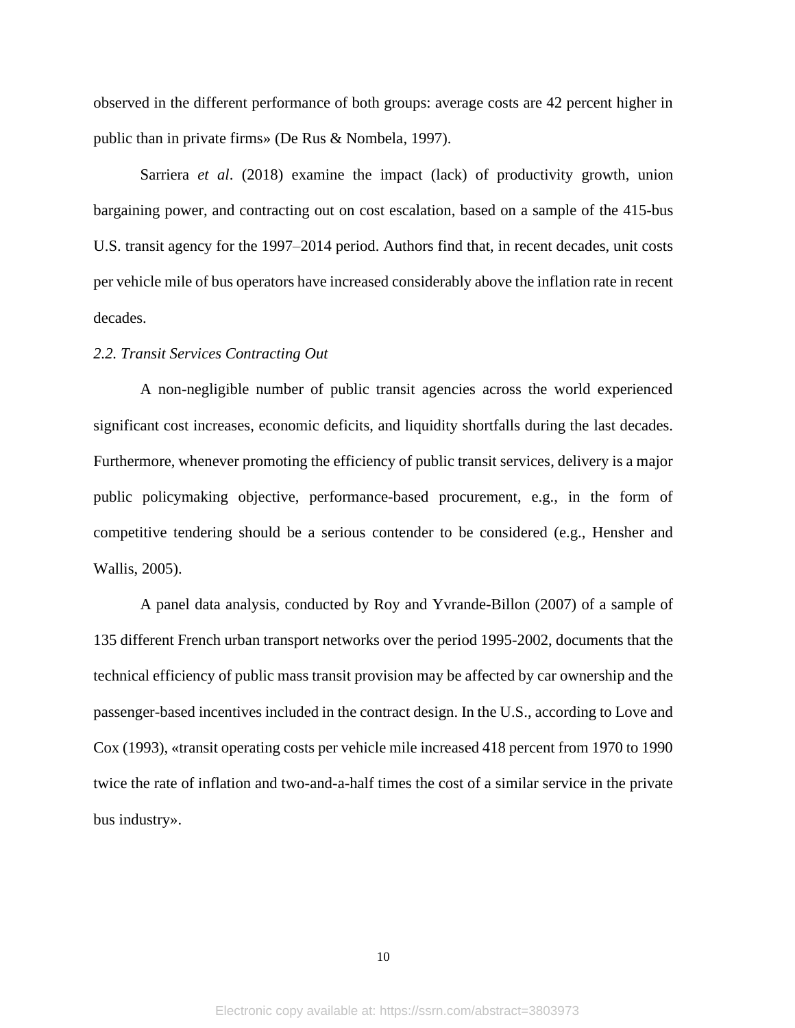observed in the different performance of both groups: average costs are 42 percent higher in public than in private firms» (De Rus & Nombela, 1997).

Sarriera *et al*. (2018) examine the impact (lack) of productivity growth, union bargaining power, and contracting out on cost escalation, based on a sample of the 415-bus U.S. transit agency for the 1997–2014 period. Authors find that, in recent decades, unit costs per vehicle mile of bus operators have increased considerably above the inflation rate in recent decades.

### *2.2. Transit Services Contracting Out*

A non-negligible number of public transit agencies across the world experienced significant cost increases, economic deficits, and liquidity shortfalls during the last decades. Furthermore, whenever promoting the efficiency of public transit services, delivery is a major public policymaking objective, performance-based procurement, e.g., in the form of competitive tendering should be a serious contender to be considered (e.g., Hensher and Wallis, 2005).

A panel data analysis, conducted by Roy and Yvrande-Billon (2007) of a sample of 135 different French urban transport networks over the period 1995-2002, documents that the technical efficiency of public mass transit provision may be affected by car ownership and the passenger-based incentives included in the contract design. In the U.S., according to Love and Cox (1993), «transit operating costs per vehicle mile increased 418 percent from 1970 to 1990 twice the rate of inflation and two-and-a-half times the cost of a similar service in the private bus industry».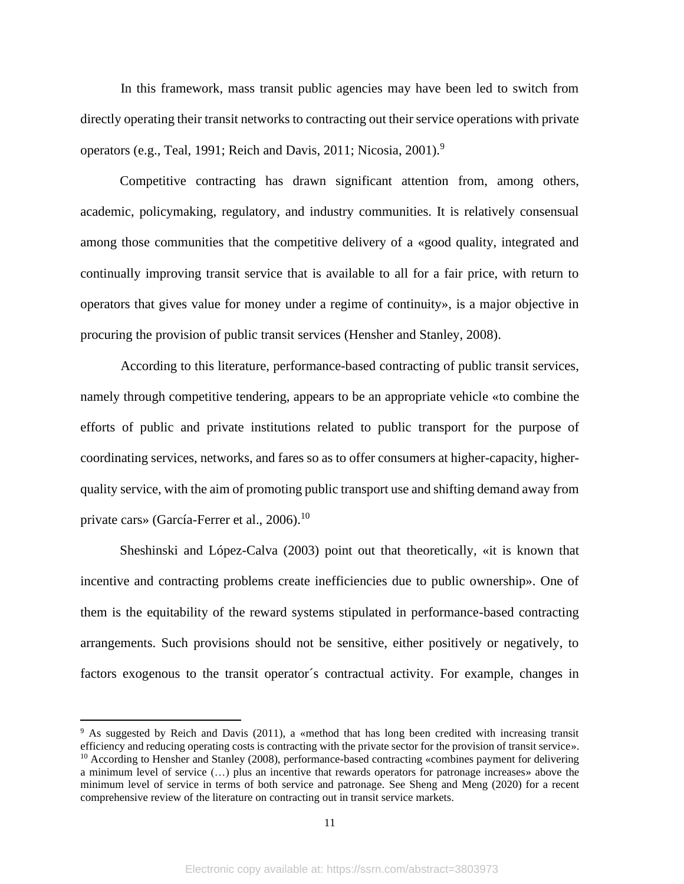In this framework, mass transit public agencies may have been led to switch from directly operating their transit networks to contracting out their service operations with private operators (e.g., Teal, 1991; Reich and Davis, 2011; Nicosia, 2001).[9]

Competitive contracting has drawn significant attention from, among others, academic, policymaking, regulatory, and industry communities. It is relatively consensual among those communities that the competitive delivery of a «good quality, integrated and continually improving transit service that is available to all for a fair price, with return to operators that gives value for money under a regime of continuity», is a major objective in procuring the provision of public transit services (Hensher and Stanley, 2008).

According to this literature, performance-based contracting of public transit services, namely through competitive tendering, appears to be an appropriate vehicle «to combine the efforts of public and private institutions related to public transport for the purpose of coordinating services, networks, and fares so as to offer consumers at higher-capacity, higher-quality service, with the aim of promoting public transport use and shifting demand away from private cars» (García-Ferrer et al., 2006).[10]

Sheshinski and López-Calva (2003) point out that theoretically, «it is known that incentive and contracting problems create inefficiencies due to public ownership». One of them is the equitability of the reward systems stipulated in performance-based contracting arrangements. Such provisions should not be sensitive, either positively or negatively, to factors exogenous to the transit operator´s contractual activity. For example, changes in

---

[9] As suggested by Reich and Davis (2011), a «method that has long been credited with increasing transit efficiency and reducing operating costs is contracting with the private sector for the provision of transit service».

[10] According to Hensher and Stanley (2008), performance-based contracting «combines payment for delivering a minimum level of service (…) plus an incentive that rewards operators for patronage increases» above the minimum level of service in terms of both service and patronage. See Sheng and Meng (2020) for a recent comprehensive review of the literature on contracting out in transit service markets.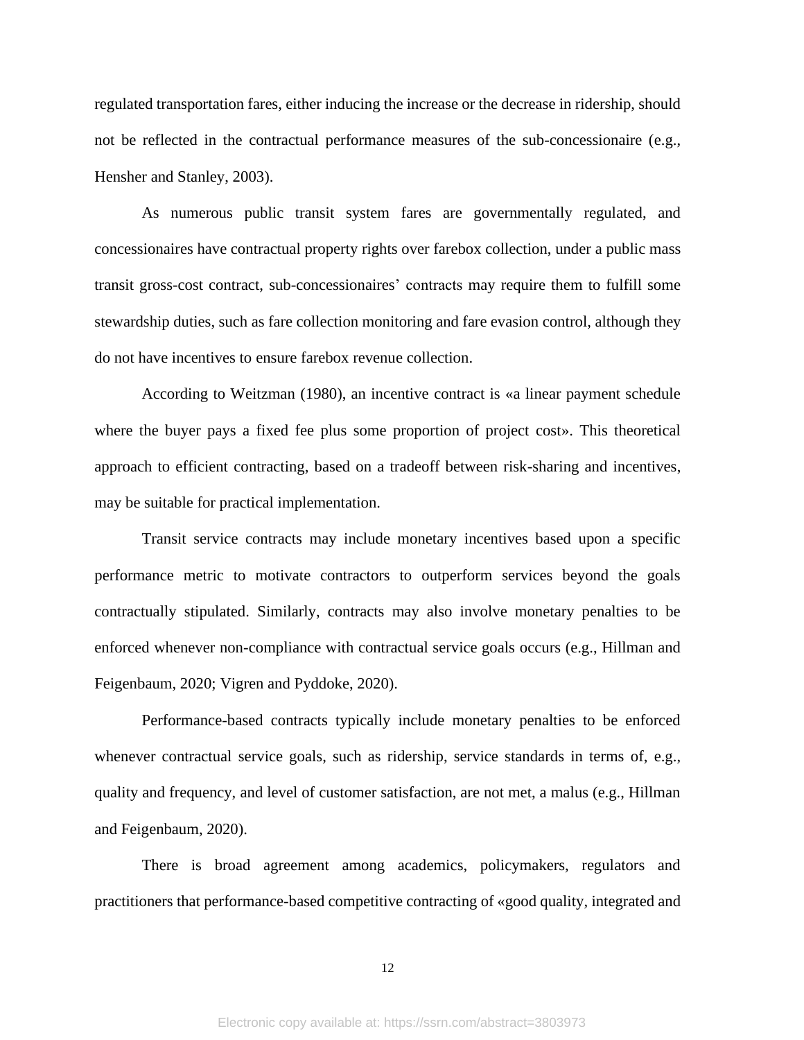regulated transportation fares, either inducing the increase or the decrease in ridership, should not be reflected in the contractual performance measures of the sub-concessionaire (e.g., Hensher and Stanley, 2003).

As numerous public transit system fares are governmentally regulated, and concessionaires have contractual property rights over farebox collection, under a public mass transit gross-cost contract, sub-concessionaires' contracts may require them to fulfill some stewardship duties, such as fare collection monitoring and fare evasion control, although they do not have incentives to ensure farebox revenue collection.

According to Weitzman (1980), an incentive contract is «a linear payment schedule where the buyer pays a fixed fee plus some proportion of project cost». This theoretical approach to efficient contracting, based on a tradeoff between risk-sharing and incentives, may be suitable for practical implementation.

Transit service contracts may include monetary incentives based upon a specific performance metric to motivate contractors to outperform services beyond the goals contractually stipulated. Similarly, contracts may also involve monetary penalties to be enforced whenever non-compliance with contractual service goals occurs (e.g., Hillman and Feigenbaum, 2020; Vigren and Pyddoke, 2020).

Performance-based contracts typically include monetary penalties to be enforced whenever contractual service goals, such as ridership, service standards in terms of, e.g., quality and frequency, and level of customer satisfaction, are not met, a malus (e.g., Hillman and Feigenbaum, 2020).

There is broad agreement among academics, policymakers, regulators and practitioners that performance-based competitive contracting of «good quality, integrated and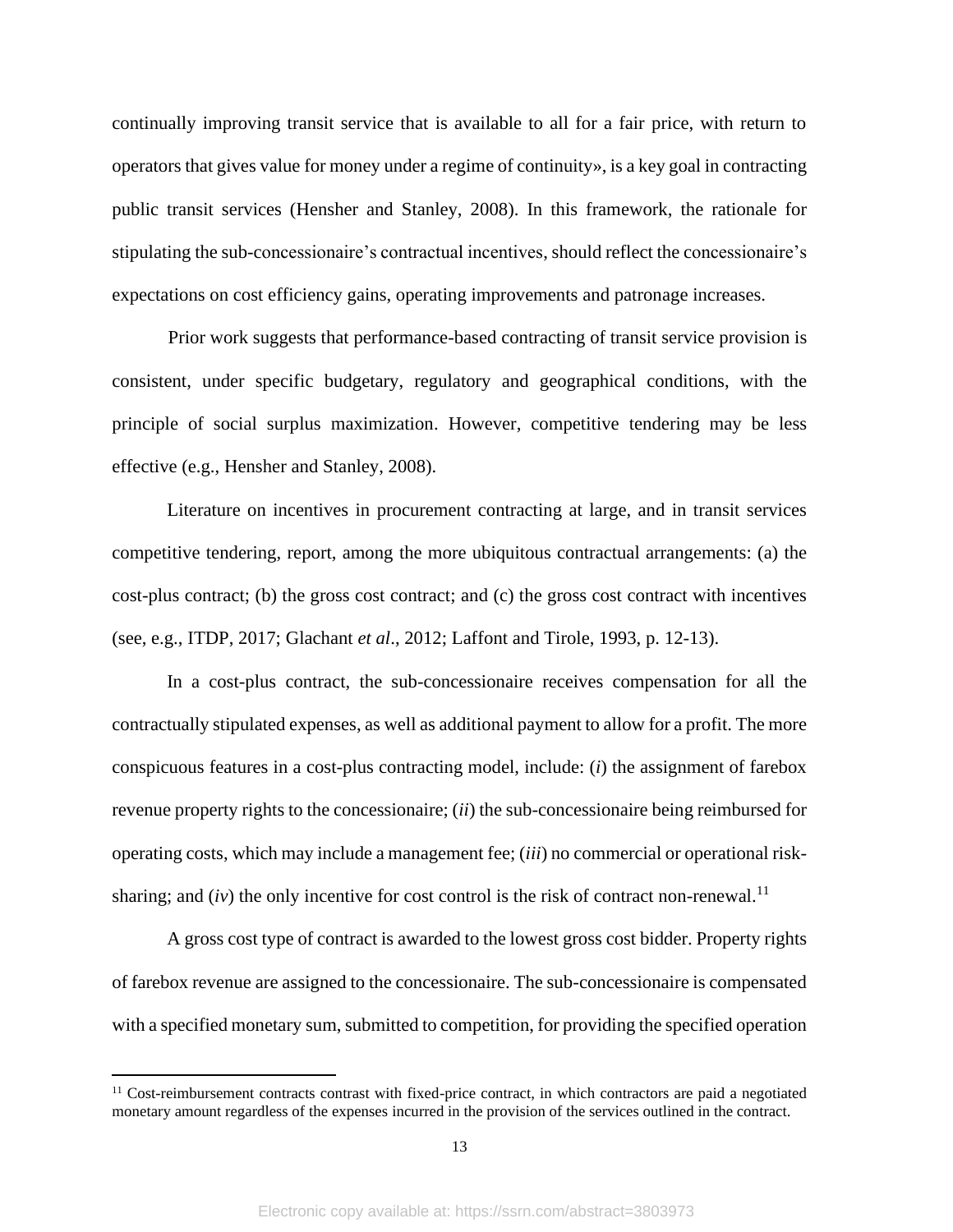continually improving transit service that is available to all for a fair price, with return to operators that gives value for money under a regime of continuity», is a key goal in contracting public transit services (Hensher and Stanley, 2008). In this framework, the rationale for stipulating the sub-concessionaire's contractual incentives, should reflect the concessionaire's expectations on cost efficiency gains, operating improvements and patronage increases.

Prior work suggests that performance-based contracting of transit service provision is consistent, under specific budgetary, regulatory and geographical conditions, with the principle of social surplus maximization. However, competitive tendering may be less effective (e.g., Hensher and Stanley, 2008).

Literature on incentives in procurement contracting at large, and in transit services competitive tendering, report, among the more ubiquitous contractual arrangements: (a) the cost-plus contract; (b) the gross cost contract; and (c) the gross cost contract with incentives (see, e.g., ITDP, 2017; Glachant *et al*., 2012; Laffont and Tirole, 1993, p. 12-13).

In a cost-plus contract, the sub-concessionaire receives compensation for all the contractually stipulated expenses, as well as additional payment to allow for a profit. The more conspicuous features in a cost-plus contracting model, include: (*i*) the assignment of farebox revenue property rights to the concessionaire; (*ii*) the sub-concessionaire being reimbursed for operating costs, which may include a management fee; (*iii*) no commercial or operational risk-sharing; and (*iv*) the only incentive for cost control is the risk of contract non-renewal.[11]

A gross cost type of contract is awarded to the lowest gross cost bidder. Property rights of farebox revenue are assigned to the concessionaire. The sub-concessionaire is compensated with a specified monetary sum, submitted to competition, for providing the specified operation

[11] Cost-reimbursement contracts contrast with fixed-price contract, in which contractors are paid a negotiated monetary amount regardless of the expenses incurred in the provision of the services outlined in the contract.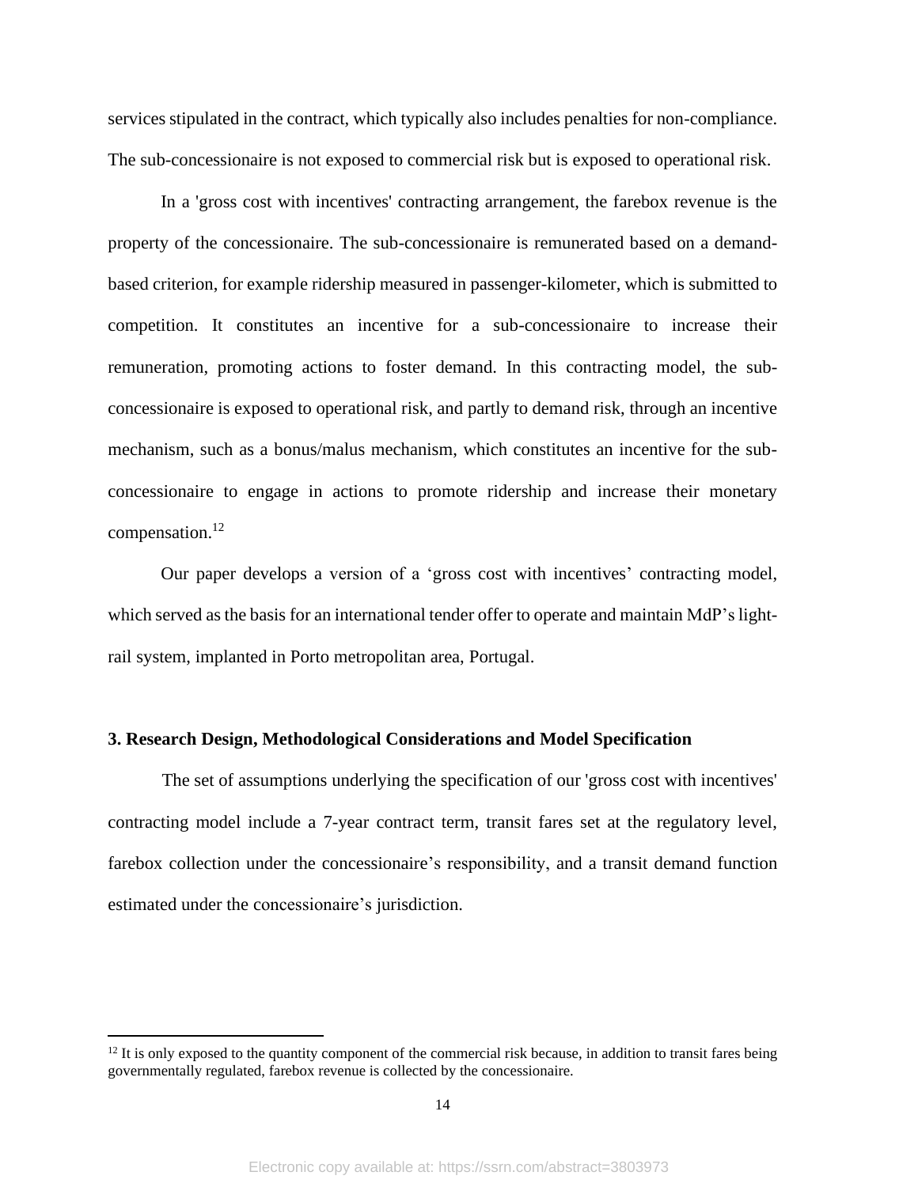services stipulated in the contract, which typically also includes penalties for non-compliance. The sub-concessionaire is not exposed to commercial risk but is exposed to operational risk.

In a 'gross cost with incentives' contracting arrangement, the farebox revenue is the property of the concessionaire. The sub-concessionaire is remunerated based on a demand-based criterion, for example ridership measured in passenger-kilometer, which is submitted to competition. It constitutes an incentive for a sub-concessionaire to increase their remuneration, promoting actions to foster demand. In this contracting model, the sub-concessionaire is exposed to operational risk, and partly to demand risk, through an incentive mechanism, such as a bonus/malus mechanism, which constitutes an incentive for the sub-concessionaire to engage in actions to promote ridership and increase their monetary compensation.[12]

Our paper develops a version of a ‘gross cost with incentives’ contracting model, which served as the basis for an international tender offer to operate and maintain MdP’s light-rail system, implanted in Porto metropolitan area, Portugal.

### 3. Research Design, Methodological Considerations and Model Specification

The set of assumptions underlying the specification of our 'gross cost with incentives' contracting model include a 7-year contract term, transit fares set at the regulatory level, farebox collection under the concessionaire’s responsibility, and a transit demand function estimated under the concessionaire’s jurisdiction.

---

[12] It is only exposed to the quantity component of the commercial risk because, in addition to transit fares being governmentally regulated, farebox revenue is collected by the concessionaire.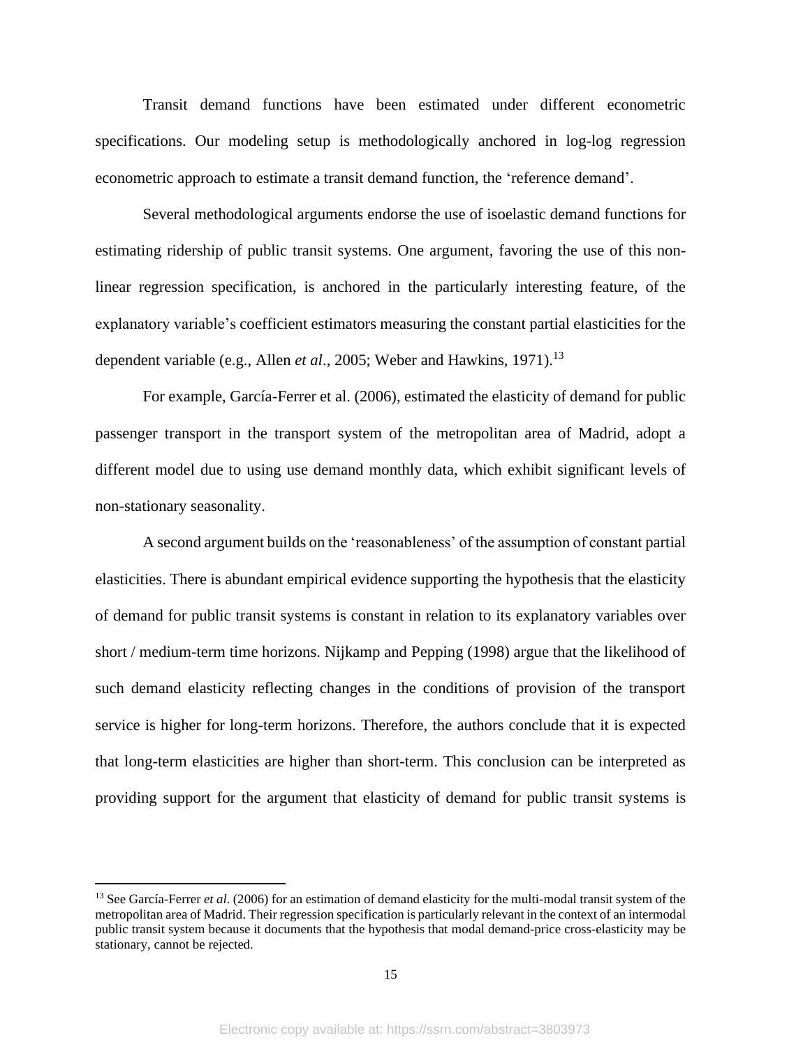Transit demand functions have been estimated under different econometric specifications. Our modeling setup is methodologically anchored in log-log regression econometric approach to estimate a transit demand function, the 'reference demand'.

Several methodological arguments endorse the use of isoelastic demand functions for estimating ridership of public transit systems. One argument, favoring the use of this non-linear regression specification, is anchored in the particularly interesting feature, of the explanatory variable's coefficient estimators measuring the constant partial elasticities for the dependent variable (e.g., Allen *et al*., 2005; Weber and Hawkins, 1971).[13]

For example, García-Ferrer et al. (2006), estimated the elasticity of demand for public passenger transport in the transport system of the metropolitan area of Madrid, adopt a different model due to using use demand monthly data, which exhibit significant levels of non-stationary seasonality.

A second argument builds on the 'reasonableness' of the assumption of constant partial elasticities. There is abundant empirical evidence supporting the hypothesis that the elasticity of demand for public transit systems is constant in relation to its explanatory variables over short / medium-term time horizons. Nijkamp and Pepping (1998) argue that the likelihood of such demand elasticity reflecting changes in the conditions of provision of the transport service is higher for long-term horizons. Therefore, the authors conclude that it is expected that long-term elasticities are higher than short-term. This conclusion can be interpreted as providing support for the argument that elasticity of demand for public transit systems is

---

[13] See García-Ferrer *et al*. (2006) for an estimation of demand elasticity for the multi-modal transit system of the metropolitan area of Madrid. Their regression specification is particularly relevant in the context of an intermodal public transit system because it documents that the hypothesis that modal demand-price cross-elasticity may be stationary, cannot be rejected.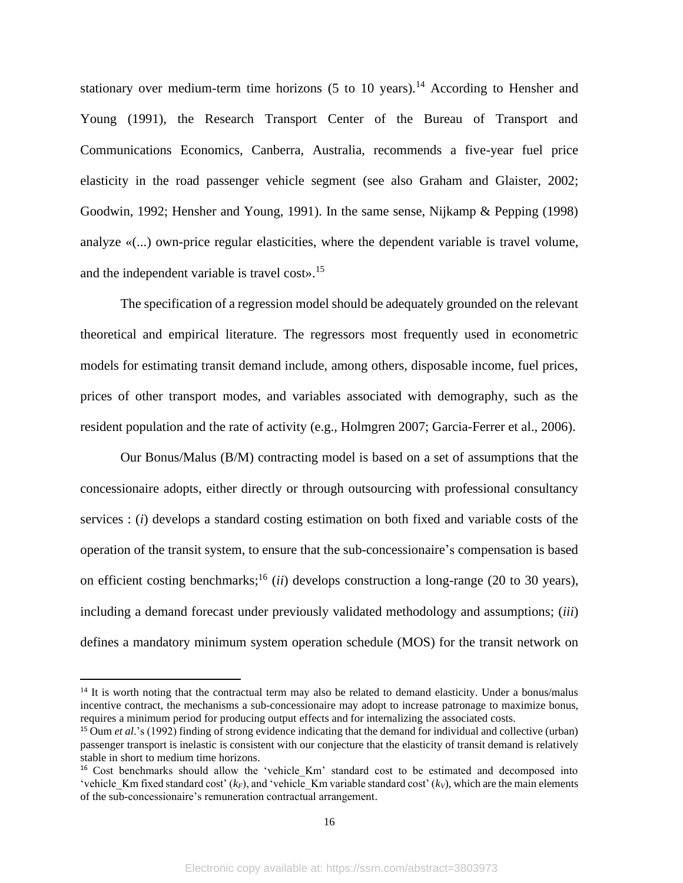stationary over medium-term time horizons (5 to 10 years).[14] According to Hensher and Young (1991), the Research Transport Center of the Bureau of Transport and Communications Economics, Canberra, Australia, recommends a five-year fuel price elasticity in the road passenger vehicle segment (see also Graham and Glaister, 2002; Goodwin, 1992; Hensher and Young, 1991). In the same sense, Nijkamp & Pepping (1998) analyze «(...) own-price regular elasticities, where the dependent variable is travel volume, and the independent variable is travel cost».[15]

The specification of a regression model should be adequately grounded on the relevant theoretical and empirical literature. The regressors most frequently used in econometric models for estimating transit demand include, among others, disposable income, fuel prices, prices of other transport modes, and variables associated with demography, such as the resident population and the rate of activity (e.g., Holmgren 2007; Garcia-Ferrer et al., 2006).

Our Bonus/Malus (B/M) contracting model is based on a set of assumptions that the concessionaire adopts, either directly or through outsourcing with professional consultancy services : (*i*) develops a standard costing estimation on both fixed and variable costs of the operation of the transit system, to ensure that the sub-concessionaire's compensation is based on efficient costing benchmarks;[16] (*ii*) develops construction a long-range (20 to 30 years), including a demand forecast under previously validated methodology and assumptions; (*iii*) defines a mandatory minimum system operation schedule (MOS) for the transit network on

---

[14] It is worth noting that the contractual term may also be related to demand elasticity. Under a bonus/malus incentive contract, the mechanisms a sub-concessionaire may adopt to increase patronage to maximize bonus, requires a minimum period for producing output effects and for internalizing the associated costs.

[15] Oum *et al*.'s (1992) finding of strong evidence indicating that the demand for individual and collective (urban) passenger transport is inelastic is consistent with our conjecture that the elasticity of transit demand is relatively stable in short to medium time horizons.

[16] Cost benchmarks should allow the 'vehicle_Km' standard cost to be estimated and decomposed into 'vehicle_Km fixed standard cost' ($k_F$), and 'vehicle_Km variable standard cost' ($k_V$), which are the main elements of the sub-concessionaire's remuneration contractual arrangement.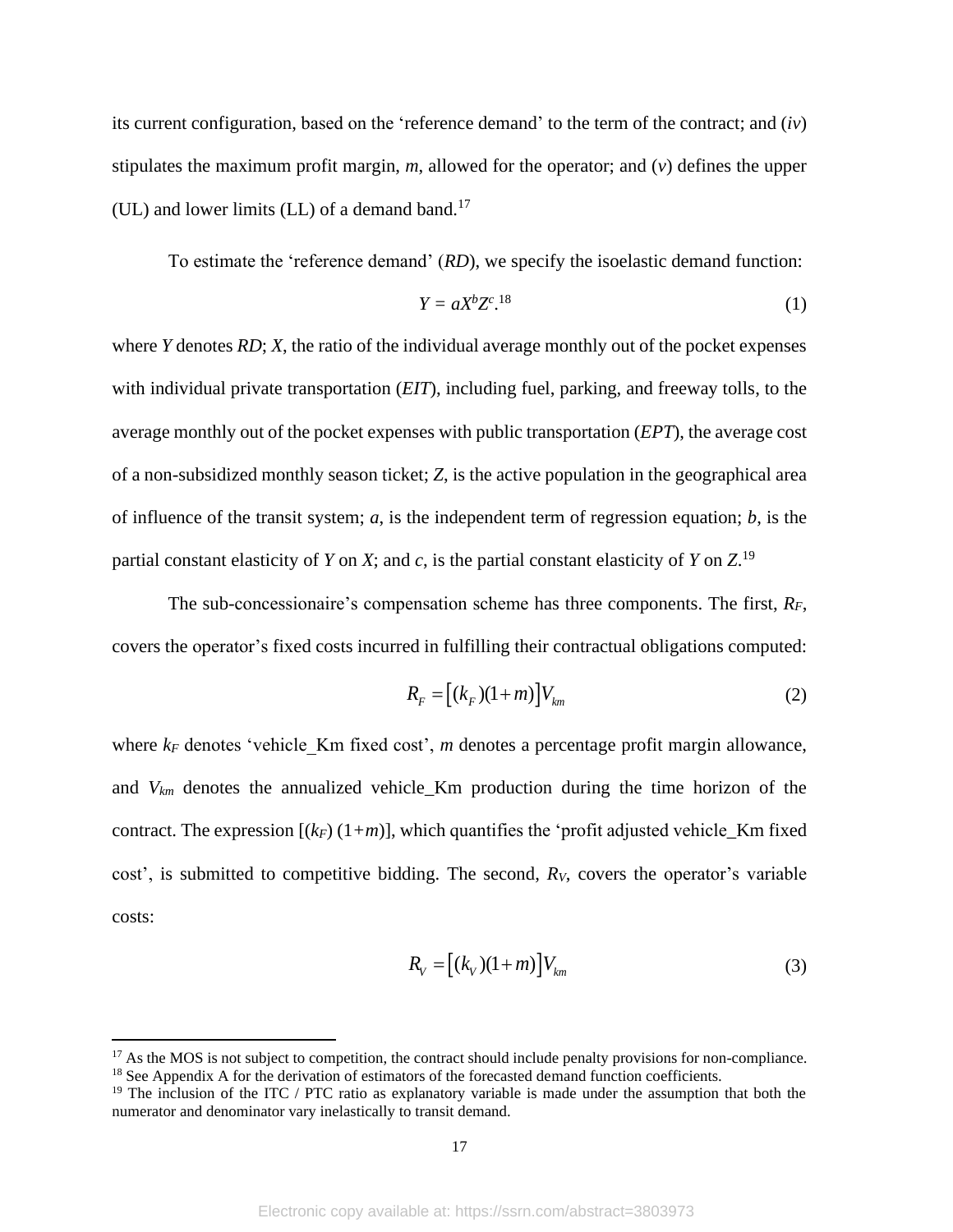its current configuration, based on the 'reference demand' to the term of the contract; and (*iv*) stipulates the maximum profit margin, *m*, allowed for the operator; and (*v*) defines the upper (UL) and lower limits (LL) of a demand band.[17]

To estimate the 'reference demand' (*RD*), we specify the isoelastic demand function:

$$Y = aX^bZ^c.^{18} \tag{1}$$

where *Y* denotes *RD*; *X*, the ratio of the individual average monthly out of the pocket expenses with individual private transportation (*EIT*), including fuel, parking, and freeway tolls, to the average monthly out of the pocket expenses with public transportation (*EPT*), the average cost of a non-subsidized monthly season ticket; *Z*, is the active population in the geographical area of influence of the transit system; *a*, is the independent term of regression equation; *b*, is the partial constant elasticity of *Y* on *X*; and *c*, is the partial constant elasticity of *Y* on *Z*.[19]

The sub-concessionaire's compensation scheme has three components. The first, $R_F$, covers the operator's fixed costs incurred in fulfilling their contractual obligations computed:

$$R_F = \left[(k_F)(1+m)\right]V_{km} \tag{2}$$

where $k_F$ denotes 'vehicle_Km fixed cost', *m* denotes a percentage profit margin allowance, and $V_{km}$ denotes the annualized vehicle_Km production during the time horizon of the contract. The expression [($k_F$) (1+*m*)], which quantifies the 'profit adjusted vehicle_Km fixed cost', is submitted to competitive bidding. The second, $R_V$, covers the operator's variable costs:

$$R_V = \left[(k_V)(1+m)\right]V_{km} \tag{3}$$

---

[17] As the MOS is not subject to competition, the contract should include penalty provisions for non-compliance.

[18] See Appendix A for the derivation of estimators of the forecasted demand function coefficients.

[19] The inclusion of the ITC / PTC ratio as explanatory variable is made under the assumption that both the numerator and denominator vary inelastically to transit demand.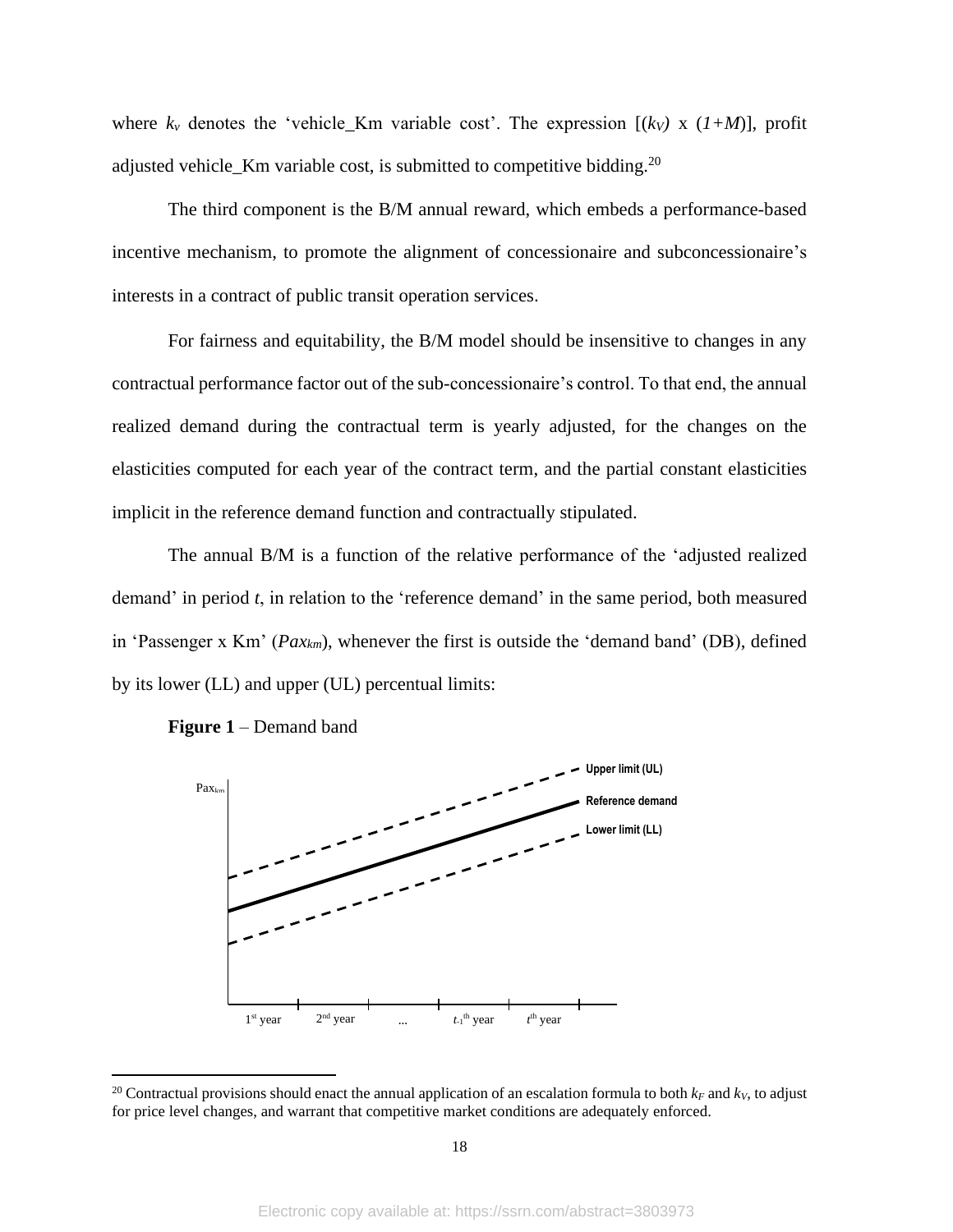where $k_v$ denotes the 'vehicle_Km variable cost'. The expression [$(k_V)$ x $(1+M)$], profit adjusted vehicle_Km variable cost, is submitted to competitive bidding.[20]

The third component is the B/M annual reward, which embeds a performance-based incentive mechanism, to promote the alignment of concessionaire and subconcessionaire's interests in a contract of public transit operation services.

For fairness and equitability, the B/M model should be insensitive to changes in any contractual performance factor out of the sub-concessionaire's control. To that end, the annual realized demand during the contractual term is yearly adjusted, for the changes on the elasticities computed for each year of the contract term, and the partial constant elasticities implicit in the reference demand function and contractually stipulated.

The annual B/M is a function of the relative performance of the 'adjusted realized demand' in period *t*, in relation to the 'reference demand' in the same period, both measured in 'Passenger x Km' ($Pax_{km}$), whenever the first is outside the 'demand band' (DB), defined by its lower (LL) and upper (UL) percentual limits:

**Figure 1** – Demand band

[20] Contractual provisions should enact the annual application of an escalation formula to both $k_F$ and $k_V$, to adjust for price level changes, and warrant that competitive market conditions are adequately enforced.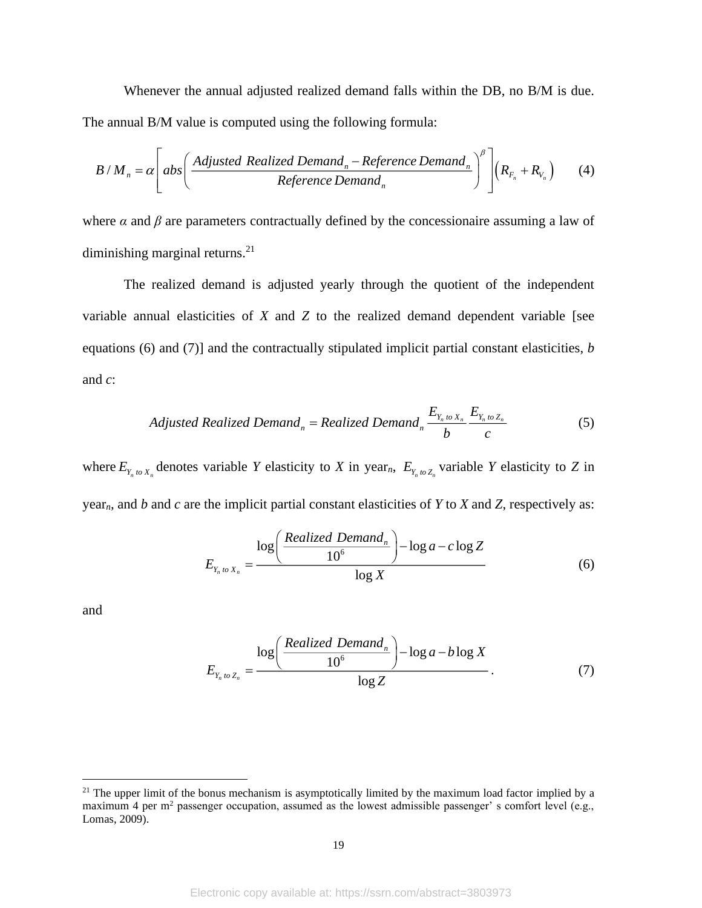Whenever the annual adjusted realized demand falls within the DB, no B/M is due. The annual B/M value is computed using the following formula:

$$B/M_n = \alpha \left[ abs\left( \frac{Adjusted\ Realized\ Demand_n - Reference\,Demand_n}{Reference\,Demand_n} \right)^{\beta} \right] \left( R_{F_n} + R_{V_n} \right) \qquad (4)$$

where $\alpha$ and $\beta$ are parameters contractually defined by the concessionaire assuming a law of diminishing marginal returns.[21]

The realized demand is adjusted yearly through the quotient of the independent variable annual elasticities of *X* and *Z* to the realized demand dependent variable [see equations (6) and (7)] and the contractually stipulated implicit partial constant elasticities, *b* and *c*:

$$Adjusted\ Realized\ Demand_n = Realized\ Demand_n \,\frac{E_{Y_n\ to\ X_n}}{b}\,\frac{E_{Y_n\ to\ Z_n}}{c} \qquad (5)$$

where $E_{Y_n\ to\ X_n}$ denotes variable *Y* elasticity to *X* in year$_n$, $E_{Y_n\ to\ Z_n}$ variable *Y* elasticity to *Z* in year$_n$, and *b* and *c* are the implicit partial constant elasticities of *Y* to *X* and *Z*, respectively as:

$$E_{Y_n\ to\ X_n} = \frac{\log\left( \dfrac{Realized\ Demand_n}{10^6} \right) - \log a - c \log Z}{\log X} \qquad (6)$$

and

$$E_{Y_n\ to\ Z_n} = \frac{\log\left( \dfrac{Realized\ Demand_n}{10^6} \right) - \log a - b \log X}{\log Z}\,. \qquad (7)$$

---

[21] The upper limit of the bonus mechanism is asymptotically limited by the maximum load factor implied by a maximum 4 per m$^2$ passenger occupation, assumed as the lowest admissible passenger' s comfort level (e.g., Lomas, 2009).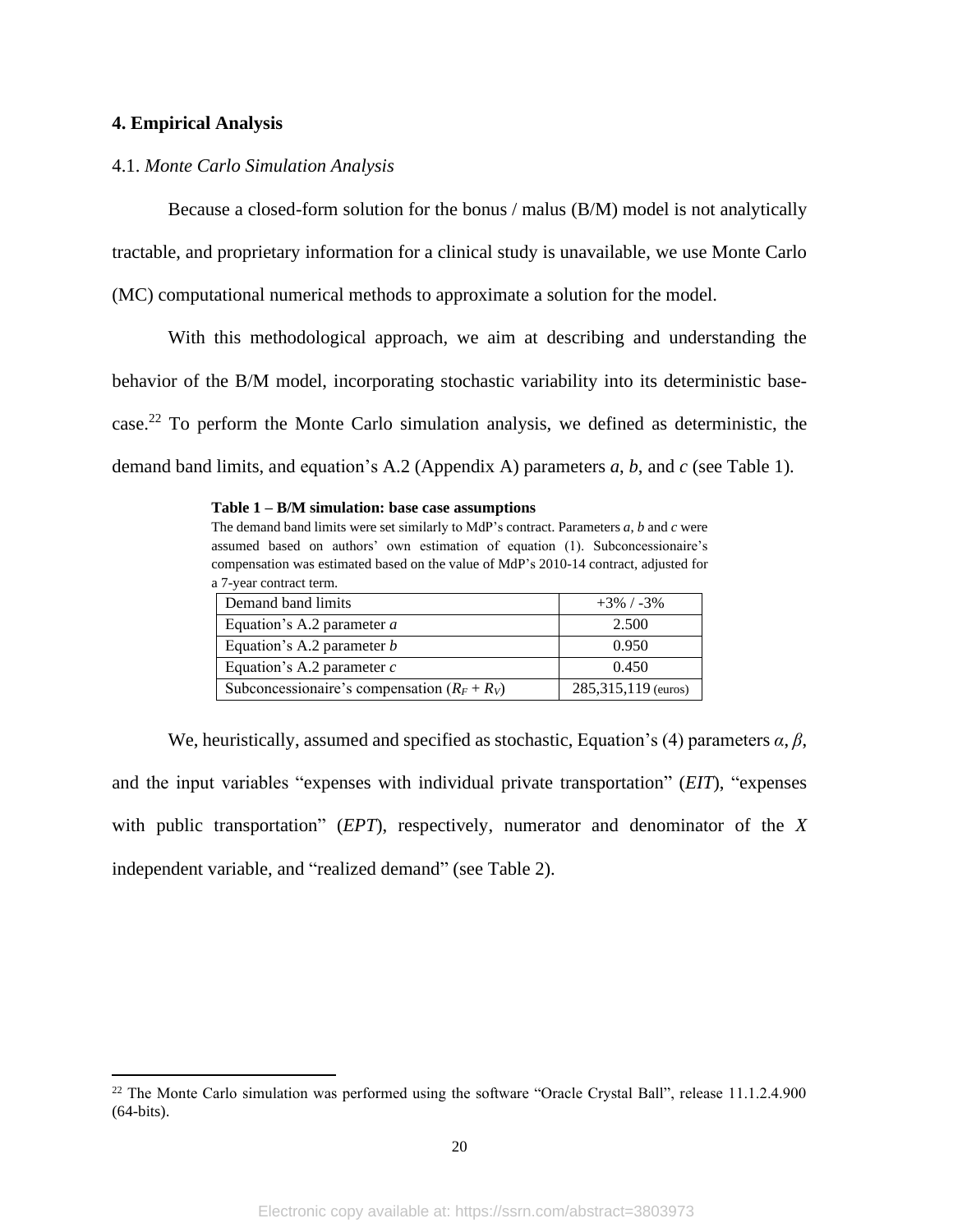## 4. Empirical Analysis

### 4.1. *Monte Carlo Simulation Analysis*

Because a closed-form solution for the bonus / malus (B/M) model is not analytically tractable, and proprietary information for a clinical study is unavailable, we use Monte Carlo (MC) computational numerical methods to approximate a solution for the model.

With this methodological approach, we aim at describing and understanding the behavior of the B/M model, incorporating stochastic variability into its deterministic base-case.[22] To perform the Monte Carlo simulation analysis, we defined as deterministic, the demand band limits, and equation's A.2 (Appendix A) parameters *a*, *b*, and *c* (see Table 1).

**Table 1 – B/M simulation: base case assumptions**

The demand band limits were set similarly to MdP's contract. Parameters *a*, *b* and *c* were assumed based on authors' own estimation of equation (1). Subconcessionaire's compensation was estimated based on the value of MdP's 2010-14 contract, adjusted for a 7-year contract term.

| | |
|---|---|
| Demand band limits | +3% / -3% |
| Equation's A.2 parameter *a* | 2.500 |
| Equation's A.2 parameter *b* | 0.950 |
| Equation's A.2 parameter *c* | 0.450 |
| Subconcessionaire's compensation ($R_F + R_V$) | 285,315,119 (euros) |

We, heuristically, assumed and specified as stochastic, Equation's (4) parameters $\alpha$, $\beta$, and the input variables "expenses with individual private transportation" (*EIT*), "expenses with public transportation" (*EPT*), respectively, numerator and denominator of the *X* independent variable, and "realized demand" (see Table 2).

[22] The Monte Carlo simulation was performed using the software "Oracle Crystal Ball", release 11.1.2.4.900 (64-bits).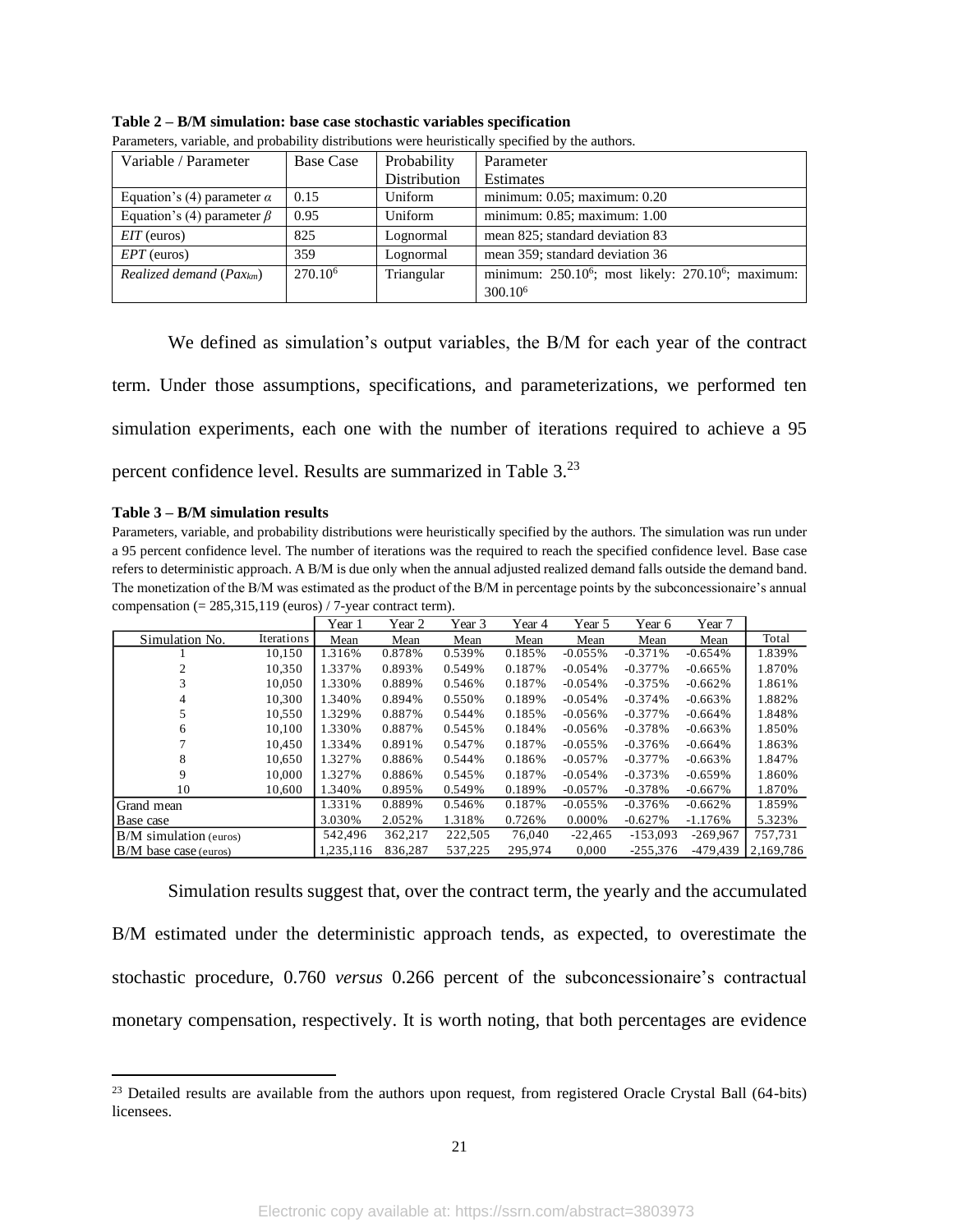**Table 2 – B/M simulation: base case stochastic variables specification**

Parameters, variable, and probability distributions were heuristically specified by the authors.

| Variable / Parameter | Base Case | Probability Distribution | Parameter Estimates |
|---|---|---|---|
| Equation's (4) parameter $\alpha$ | 0.15 | Uniform | minimum: 0.05; maximum: 0.20 |
| Equation's (4) parameter $\beta$ | 0.95 | Uniform | minimum: 0.85; maximum: 1.00 |
| *EIT* (euros) | 825 | Lognormal | mean 825; standard deviation 83 |
| *EPT* (euros) | 359 | Lognormal | mean 359; standard deviation 36 |
| *Realized demand* ($Pax_{km}$) | $270.10^6$ | Triangular | minimum: $250.10^6$; most likely: $270.10^6$; maximum: $300.10^6$ |

We defined as simulation's output variables, the B/M for each year of the contract term. Under those assumptions, specifications, and parameterizations, we performed ten simulation experiments, each one with the number of iterations required to achieve a 95 percent confidence level. Results are summarized in Table 3.[23]

**Table 3 – B/M simulation results**

Parameters, variable, and probability distributions were heuristically specified by the authors. The simulation was run under a 95 percent confidence level. The number of iterations was the required to reach the specified confidence level. Base case refers to deterministic approach. A B/M is due only when the annual adjusted realized demand falls outside the demand band. The monetization of the B/M was estimated as the product of the B/M in percentage points by the subconcessionaire's annual compensation (= 285,315,119 (euros) / 7-year contract term).

| | | Year 1 | Year 2 | Year 3 | Year 4 | Year 5 | Year 6 | Year 7 | |
|---|---|---|---|---|---|---|---|---|---|
| Simulation No. | Iterations | Mean | Mean | Mean | Mean | Mean | Mean | Mean | Total |
| 1 | 10,150 | 1.316% | 0.878% | 0.539% | 0.185% | -0.055% | -0.371% | -0.654% | 1.839% |
| 2 | 10,350 | 1.337% | 0.893% | 0.549% | 0.187% | -0.054% | -0.377% | -0.665% | 1.870% |
| 3 | 10,050 | 1.330% | 0.889% | 0.546% | 0.187% | -0.054% | -0.375% | -0.662% | 1.861% |
| 4 | 10,300 | 1.340% | 0.894% | 0.550% | 0.189% | -0.054% | -0.374% | -0.663% | 1.882% |
| 5 | 10,550 | 1.329% | 0.887% | 0.544% | 0.185% | -0.056% | -0.377% | -0.664% | 1.848% |
| 6 | 10,100 | 1.330% | 0.887% | 0.545% | 0.184% | -0.056% | -0.378% | -0.663% | 1.850% |
| 7 | 10,450 | 1.334% | 0.891% | 0.547% | 0.187% | -0.055% | -0.376% | -0.664% | 1.863% |
| 8 | 10,650 | 1.327% | 0.886% | 0.544% | 0.186% | -0.057% | -0.377% | -0.663% | 1.847% |
| 9 | 10,000 | 1.327% | 0.886% | 0.545% | 0.187% | -0.054% | -0.373% | -0.659% | 1.860% |
| 10 | 10,600 | 1.340% | 0.895% | 0.549% | 0.189% | -0.057% | -0.378% | -0.667% | 1.870% |
| Grand mean | | 1.331% | 0.889% | 0.546% | 0.187% | -0.055% | -0.376% | -0.662% | 1.859% |
| Base case | | 3.030% | 2.052% | 1.318% | 0.726% | 0.000% | -0.627% | -1.176% | 5.323% |
| B/M simulation (euros) | | 542,496 | 362,217 | 222,505 | 76,040 | -22,465 | -153,093 | -269,967 | 757,731 |
| B/M base case (euros) | | 1,235,116 | 836,287 | 537,225 | 295,974 | 0,000 | -255,376 | -479,439 | 2,169,786 |

Simulation results suggest that, over the contract term, the yearly and the accumulated B/M estimated under the deterministic approach tends, as expected, to overestimate the stochastic procedure, 0.760 *versus* 0.266 percent of the subconcessionaire's contractual monetary compensation, respectively. It is worth noting, that both percentages are evidence

[23] Detailed results are available from the authors upon request, from registered Oracle Crystal Ball (64-bits) licensees.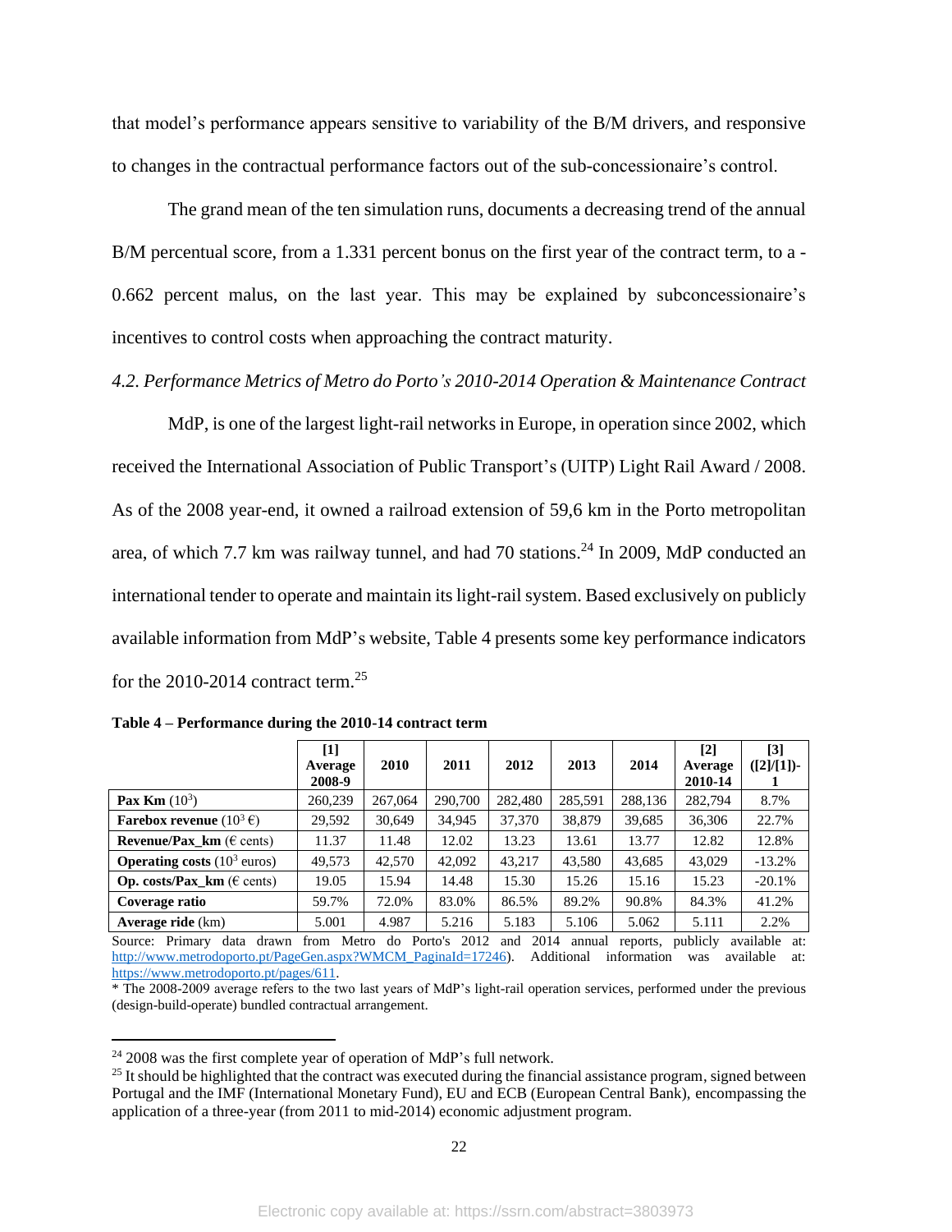that model's performance appears sensitive to variability of the B/M drivers, and responsive to changes in the contractual performance factors out of the sub-concessionaire's control.

The grand mean of the ten simulation runs, documents a decreasing trend of the annual B/M percentual score, from a 1.331 percent bonus on the first year of the contract term, to a -0.662 percent malus, on the last year. This may be explained by subconcessionaire's incentives to control costs when approaching the contract maturity.

*4.2. Performance Metrics of Metro do Porto's 2010-2014 Operation & Maintenance Contract*

MdP, is one of the largest light-rail networks in Europe, in operation since 2002, which received the International Association of Public Transport's (UITP) Light Rail Award / 2008. As of the 2008 year-end, it owned a railroad extension of 59,6 km in the Porto metropolitan area, of which 7.7 km was railway tunnel, and had 70 stations.[24] In 2009, MdP conducted an international tender to operate and maintain its light-rail system. Based exclusively on publicly available information from MdP's website, Table 4 presents some key performance indicators for the 2010-2014 contract term.[25]

**Table 4 – Performance during the 2010-14 contract term**

| | [1] Average 2008-9 | 2010 | 2011 | 2012 | 2013 | 2014 | [2] Average 2010-14 | [3] ([2]/[1])-1 |
|---|---|---|---|---|---|---|---|---|
| **Pax Km** ($10^3$) | 260,239 | 267,064 | 290,700 | 282,480 | 285,591 | 288,136 | 282,794 | 8.7% |
| **Farebox revenue** ($10^3$ €) | 29,592 | 30,649 | 34,945 | 37,370 | 38,879 | 39,685 | 36,306 | 22.7% |
| **Revenue/Pax_km** (€ cents) | 11.37 | 11.48 | 12.02 | 13.23 | 13.61 | 13.77 | 12.82 | 12.8% |
| **Operating costs** ($10^3$ euros) | 49,573 | 42,570 | 42,092 | 43,217 | 43,580 | 43,685 | 43,029 | -13.2% |
| **Op. costs/Pax_km** (€ cents) | 19.05 | 15.94 | 14.48 | 15.30 | 15.26 | 15.16 | 15.23 | -20.1% |
| **Coverage ratio** | 59.7% | 72.0% | 83.0% | 86.5% | 89.2% | 90.8% | 84.3% | 41.2% |
| **Average ride** (km) | 5.001 | 4.987 | 5.216 | 5.183 | 5.106 | 5.062 | 5.111 | 2.2% |

Source: Primary data drawn from Metro do Porto's 2012 and 2014 annual reports, publicly available at: http://www.metrodoporto.pt/PageGen.aspx?WMCM_PaginaId=17246). Additional information was available at: https://www.metrodoporto.pt/pages/611.

* The 2008-2009 average refers to the two last years of MdP's light-rail operation services, performed under the previous (design-build-operate) bundled contractual arrangement.

[24] 2008 was the first complete year of operation of MdP's full network.

[25] It should be highlighted that the contract was executed during the financial assistance program, signed between Portugal and the IMF (International Monetary Fund), EU and ECB (European Central Bank), encompassing the application of a three-year (from 2011 to mid-2014) economic adjustment program.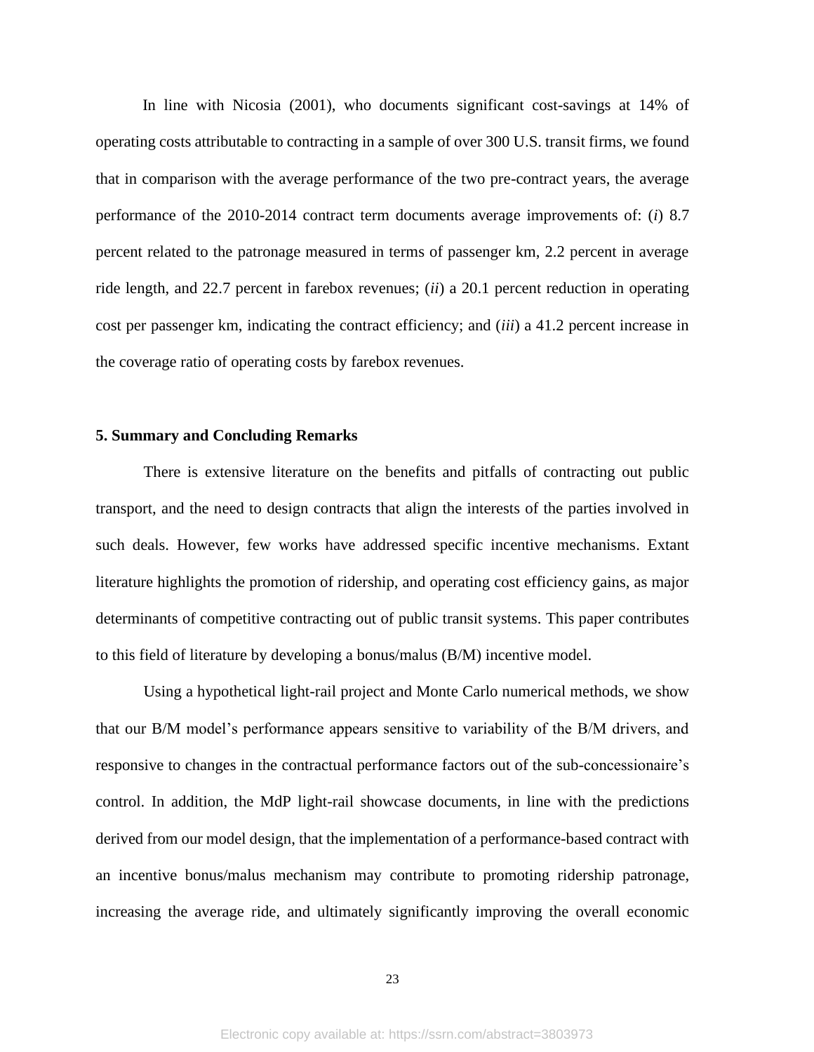In line with Nicosia (2001), who documents significant cost-savings at 14% of operating costs attributable to contracting in a sample of over 300 U.S. transit firms, we found that in comparison with the average performance of the two pre-contract years, the average performance of the 2010-2014 contract term documents average improvements of: (*i*) 8.7 percent related to the patronage measured in terms of passenger km, 2.2 percent in average ride length, and 22.7 percent in farebox revenues; (*ii*) a 20.1 percent reduction in operating cost per passenger km, indicating the contract efficiency; and (*iii*) a 41.2 percent increase in the coverage ratio of operating costs by farebox revenues.

## 5. Summary and Concluding Remarks

There is extensive literature on the benefits and pitfalls of contracting out public transport, and the need to design contracts that align the interests of the parties involved in such deals. However, few works have addressed specific incentive mechanisms. Extant literature highlights the promotion of ridership, and operating cost efficiency gains, as major determinants of competitive contracting out of public transit systems. This paper contributes to this field of literature by developing a bonus/malus (B/M) incentive model.

Using a hypothetical light-rail project and Monte Carlo numerical methods, we show that our B/M model's performance appears sensitive to variability of the B/M drivers, and responsive to changes in the contractual performance factors out of the sub-concessionaire's control. In addition, the MdP light-rail showcase documents, in line with the predictions derived from our model design, that the implementation of a performance-based contract with an incentive bonus/malus mechanism may contribute to promoting ridership patronage, increasing the average ride, and ultimately significantly improving the overall economic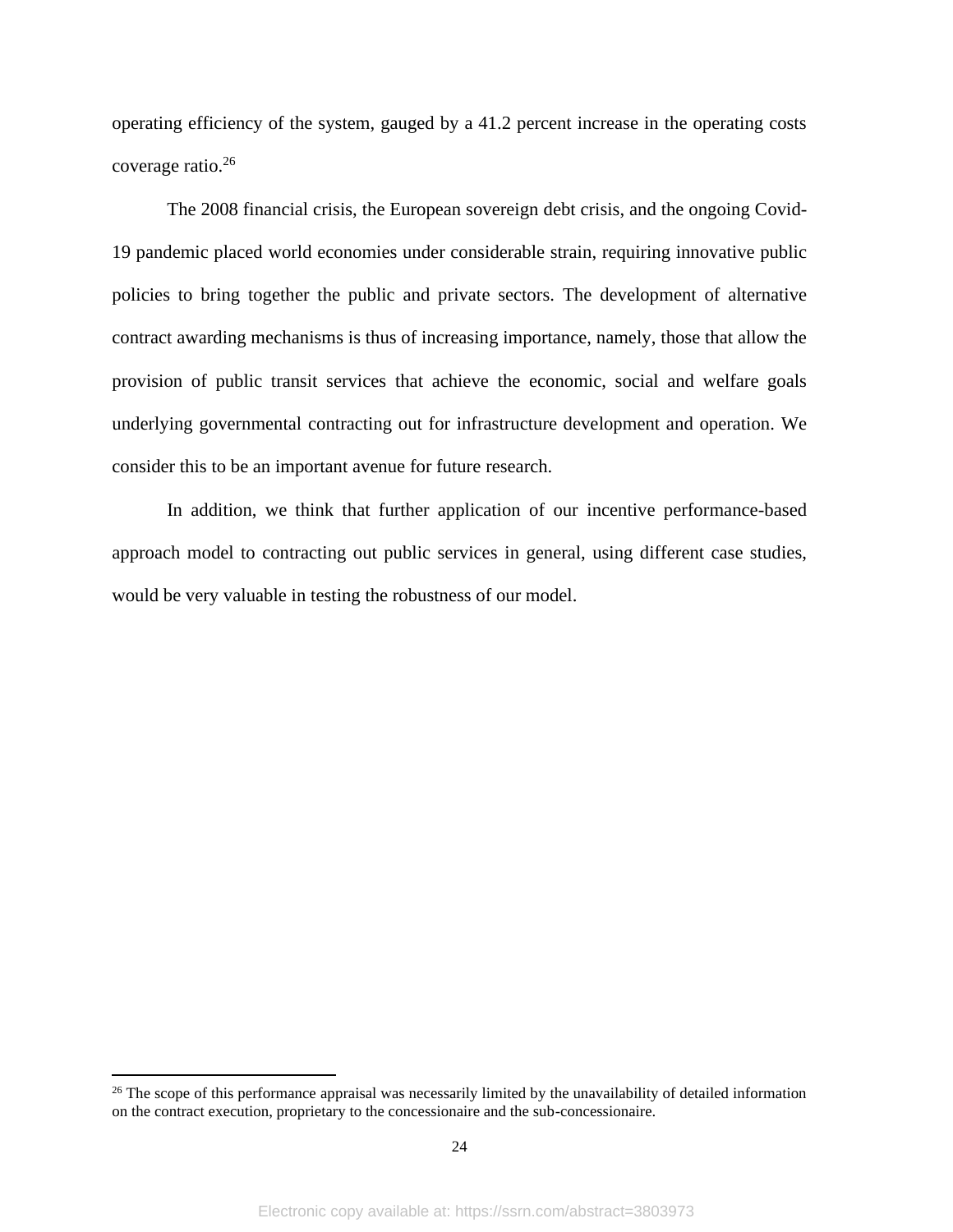operating efficiency of the system, gauged by a 41.2 percent increase in the operating costs coverage ratio.[26]

The 2008 financial crisis, the European sovereign debt crisis, and the ongoing Covid-19 pandemic placed world economies under considerable strain, requiring innovative public policies to bring together the public and private sectors. The development of alternative contract awarding mechanisms is thus of increasing importance, namely, those that allow the provision of public transit services that achieve the economic, social and welfare goals underlying governmental contracting out for infrastructure development and operation. We consider this to be an important avenue for future research.

In addition, we think that further application of our incentive performance-based approach model to contracting out public services in general, using different case studies, would be very valuable in testing the robustness of our model.

---

[26] The scope of this performance appraisal was necessarily limited by the unavailability of detailed information on the contract execution, proprietary to the concessionaire and the sub-concessionaire.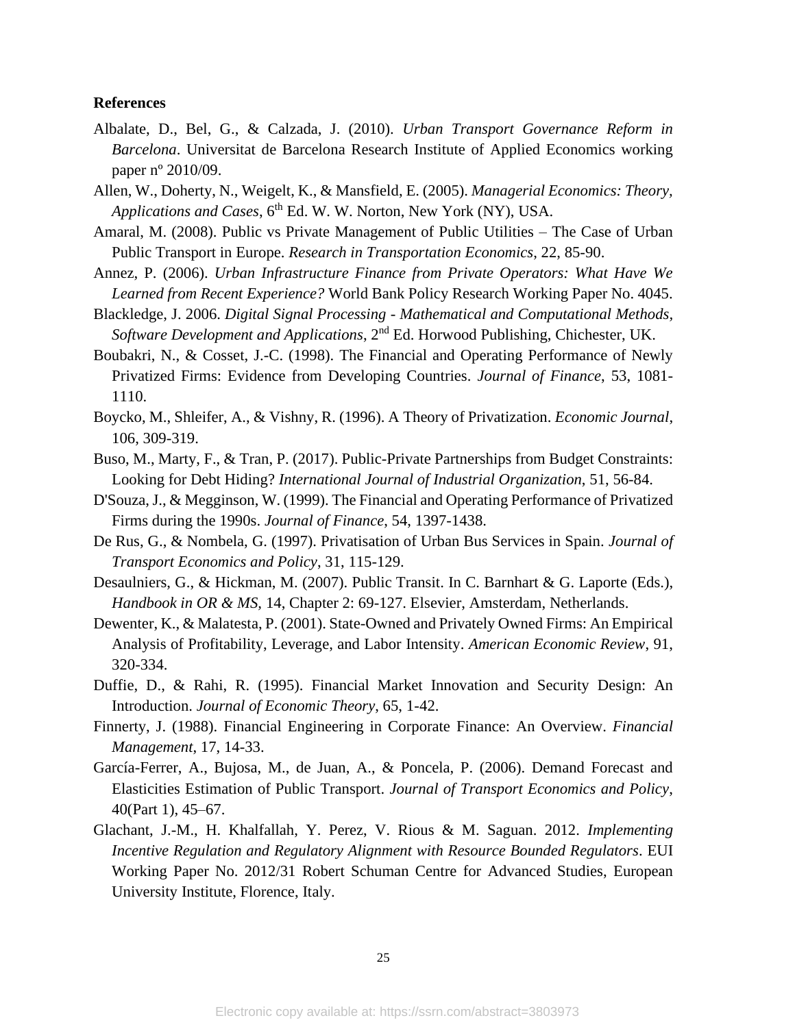**References**

Albalate, D., Bel, G., & Calzada, J. (2010). *Urban Transport Governance Reform in Barcelona*. Universitat de Barcelona Research Institute of Applied Economics working paper nº 2010/09.

Allen, W., Doherty, N., Weigelt, K., & Mansfield, E. (2005). *Managerial Economics: Theory, Applications and Cases*, 6th Ed. W. W. Norton, New York (NY), USA.

Amaral, M. (2008). Public vs Private Management of Public Utilities – The Case of Urban Public Transport in Europe. *Research in Transportation Economics*, 22, 85-90.

Annez, P. (2006). *Urban Infrastructure Finance from Private Operators: What Have We Learned from Recent Experience?* World Bank Policy Research Working Paper No. 4045.

Blackledge, J. 2006. *Digital Signal Processing - Mathematical and Computational Methods, Software Development and Applications*, 2nd Ed. Horwood Publishing, Chichester, UK.

Boubakri, N., & Cosset, J.-C. (1998). The Financial and Operating Performance of Newly Privatized Firms: Evidence from Developing Countries. *Journal of Finance*, 53, 1081-1110.

Boycko, M., Shleifer, A., & Vishny, R. (1996). A Theory of Privatization. *Economic Journal*, 106, 309-319.

Buso, M., Marty, F., & Tran, P. (2017). Public-Private Partnerships from Budget Constraints: Looking for Debt Hiding? *International Journal of Industrial Organization*, 51, 56-84.

D'Souza, J., & Megginson, W. (1999). The Financial and Operating Performance of Privatized Firms during the 1990s. *Journal of Finance*, 54, 1397-1438.

De Rus, G., & Nombela, G. (1997). Privatisation of Urban Bus Services in Spain. *Journal of Transport Economics and Policy*, 31, 115-129.

Desaulniers, G., & Hickman, M. (2007). Public Transit. In C. Barnhart & G. Laporte (Eds.), *Handbook in OR & MS*, 14, Chapter 2: 69-127. Elsevier, Amsterdam, Netherlands.

Dewenter, K., & Malatesta, P. (2001). State-Owned and Privately Owned Firms: An Empirical Analysis of Profitability, Leverage, and Labor Intensity. *American Economic Review*, 91, 320-334.

Duffie, D., & Rahi, R. (1995). Financial Market Innovation and Security Design: An Introduction. *Journal of Economic Theory*, 65, 1-42.

Finnerty, J. (1988). Financial Engineering in Corporate Finance: An Overview. *Financial Management*, 17, 14-33.

García-Ferrer, A., Bujosa, M., de Juan, A., & Poncela, P. (2006). Demand Forecast and Elasticities Estimation of Public Transport. *Journal of Transport Economics and Policy*, 40(Part 1), 45–67.

Glachant, J.-M., H. Khalfallah, Y. Perez, V. Rious & M. Saguan. 2012. *Implementing Incentive Regulation and Regulatory Alignment with Resource Bounded Regulators*. EUI Working Paper No. 2012/31 Robert Schuman Centre for Advanced Studies, European University Institute, Florence, Italy.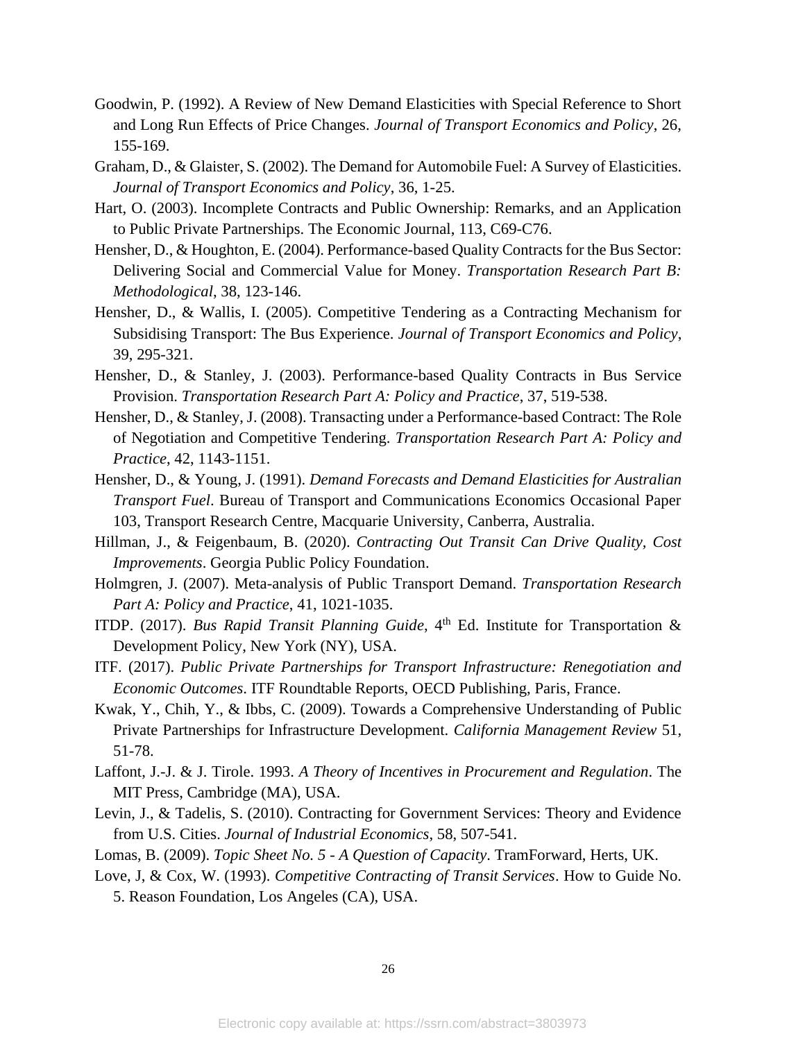Goodwin, P. (1992). A Review of New Demand Elasticities with Special Reference to Short and Long Run Effects of Price Changes. *Journal of Transport Economics and Policy*, 26, 155-169.

Graham, D., & Glaister, S. (2002). The Demand for Automobile Fuel: A Survey of Elasticities. *Journal of Transport Economics and Policy*, 36, 1-25.

Hart, O. (2003). Incomplete Contracts and Public Ownership: Remarks, and an Application to Public Private Partnerships. The Economic Journal, 113, C69-C76.

Hensher, D., & Houghton, E. (2004). Performance-based Quality Contracts for the Bus Sector: Delivering Social and Commercial Value for Money. *Transportation Research Part B: Methodological*, 38, 123-146.

Hensher, D., & Wallis, I. (2005). Competitive Tendering as a Contracting Mechanism for Subsidising Transport: The Bus Experience. *Journal of Transport Economics and Policy*, 39, 295-321.

Hensher, D., & Stanley, J. (2003). Performance-based Quality Contracts in Bus Service Provision. *Transportation Research Part A: Policy and Practice*, 37, 519-538.

Hensher, D., & Stanley, J. (2008). Transacting under a Performance-based Contract: The Role of Negotiation and Competitive Tendering. *Transportation Research Part A: Policy and Practice*, 42, 1143-1151.

Hensher, D., & Young, J. (1991). *Demand Forecasts and Demand Elasticities for Australian Transport Fuel*. Bureau of Transport and Communications Economics Occasional Paper 103, Transport Research Centre, Macquarie University, Canberra, Australia.

Hillman, J., & Feigenbaum, B. (2020). *Contracting Out Transit Can Drive Quality, Cost Improvements*. Georgia Public Policy Foundation.

Holmgren, J. (2007). Meta-analysis of Public Transport Demand. *Transportation Research Part A: Policy and Practice*, 41, 1021-1035.

ITDP. (2017). *Bus Rapid Transit Planning Guide*, 4th Ed. Institute for Transportation & Development Policy, New York (NY), USA.

ITF. (2017). *Public Private Partnerships for Transport Infrastructure: Renegotiation and Economic Outcomes*. ITF Roundtable Reports, OECD Publishing, Paris, France.

Kwak, Y., Chih, Y., & Ibbs, C. (2009). Towards a Comprehensive Understanding of Public Private Partnerships for Infrastructure Development. *California Management Review* 51, 51-78.

Laffont, J.-J. & J. Tirole. 1993. *A Theory of Incentives in Procurement and Regulation*. The MIT Press, Cambridge (MA), USA.

Levin, J., & Tadelis, S. (2010). Contracting for Government Services: Theory and Evidence from U.S. Cities. *Journal of Industrial Economics*, 58, 507-541.

Lomas, B. (2009). *Topic Sheet No. 5 - A Question of Capacity*. TramForward, Herts, UK.

Love, J, & Cox, W. (1993). *Competitive Contracting of Transit Services*. How to Guide No. 5. Reason Foundation, Los Angeles (CA), USA.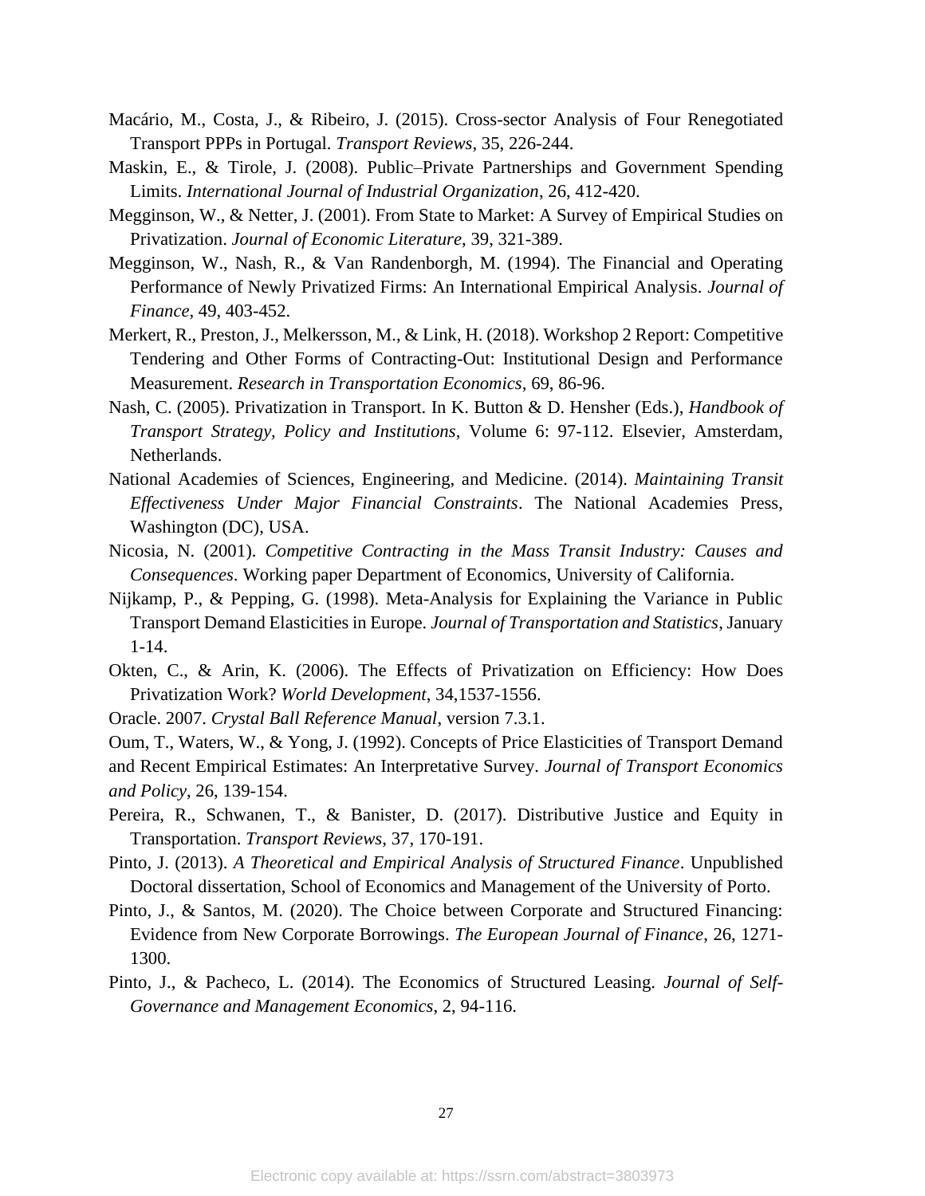Macário, M., Costa, J., & Ribeiro, J. (2015). Cross-sector Analysis of Four Renegotiated Transport PPPs in Portugal. *Transport Reviews*, 35, 226-244.

Maskin, E., & Tirole, J. (2008). Public–Private Partnerships and Government Spending Limits. *International Journal of Industrial Organization*, 26, 412-420.

Megginson, W., & Netter, J. (2001). From State to Market: A Survey of Empirical Studies on Privatization. *Journal of Economic Literature*, 39, 321-389.

Megginson, W., Nash, R., & Van Randenborgh, M. (1994). The Financial and Operating Performance of Newly Privatized Firms: An International Empirical Analysis. *Journal of Finance*, 49, 403-452.

Merkert, R., Preston, J., Melkersson, M., & Link, H. (2018). Workshop 2 Report: Competitive Tendering and Other Forms of Contracting-Out: Institutional Design and Performance Measurement. *Research in Transportation Economics*, 69, 86-96.

Nash, C. (2005). Privatization in Transport. In K. Button & D. Hensher (Eds.), *Handbook of Transport Strategy, Policy and Institutions*, Volume 6: 97-112. Elsevier, Amsterdam, Netherlands.

National Academies of Sciences, Engineering, and Medicine. (2014). *Maintaining Transit Effectiveness Under Major Financial Constraints*. The National Academies Press, Washington (DC), USA.

Nicosia, N. (2001). *Competitive Contracting in the Mass Transit Industry: Causes and Consequences*. Working paper Department of Economics, University of California.

Nijkamp, P., & Pepping, G. (1998). Meta-Analysis for Explaining the Variance in Public Transport Demand Elasticities in Europe. *Journal of Transportation and Statistics*, January 1-14.

Okten, C., & Arin, K. (2006). The Effects of Privatization on Efficiency: How Does Privatization Work? *World Development*, 34,1537-1556.

Oracle. 2007. *Crystal Ball Reference Manual*, version 7.3.1.

Oum, T., Waters, W., & Yong, J. (1992). Concepts of Price Elasticities of Transport Demand and Recent Empirical Estimates: An Interpretative Survey. *Journal of Transport Economics and Policy*, 26, 139-154.

Pereira, R., Schwanen, T., & Banister, D. (2017). Distributive Justice and Equity in Transportation. *Transport Reviews*, 37, 170-191.

Pinto, J. (2013). *A Theoretical and Empirical Analysis of Structured Finance*. Unpublished Doctoral dissertation, School of Economics and Management of the University of Porto.

Pinto, J., & Santos, M. (2020). The Choice between Corporate and Structured Financing: Evidence from New Corporate Borrowings. *The European Journal of Finance*, 26, 1271-1300.

Pinto, J., & Pacheco, L. (2014). The Economics of Structured Leasing. *Journal of Self-Governance and Management Economics*, 2, 94-116.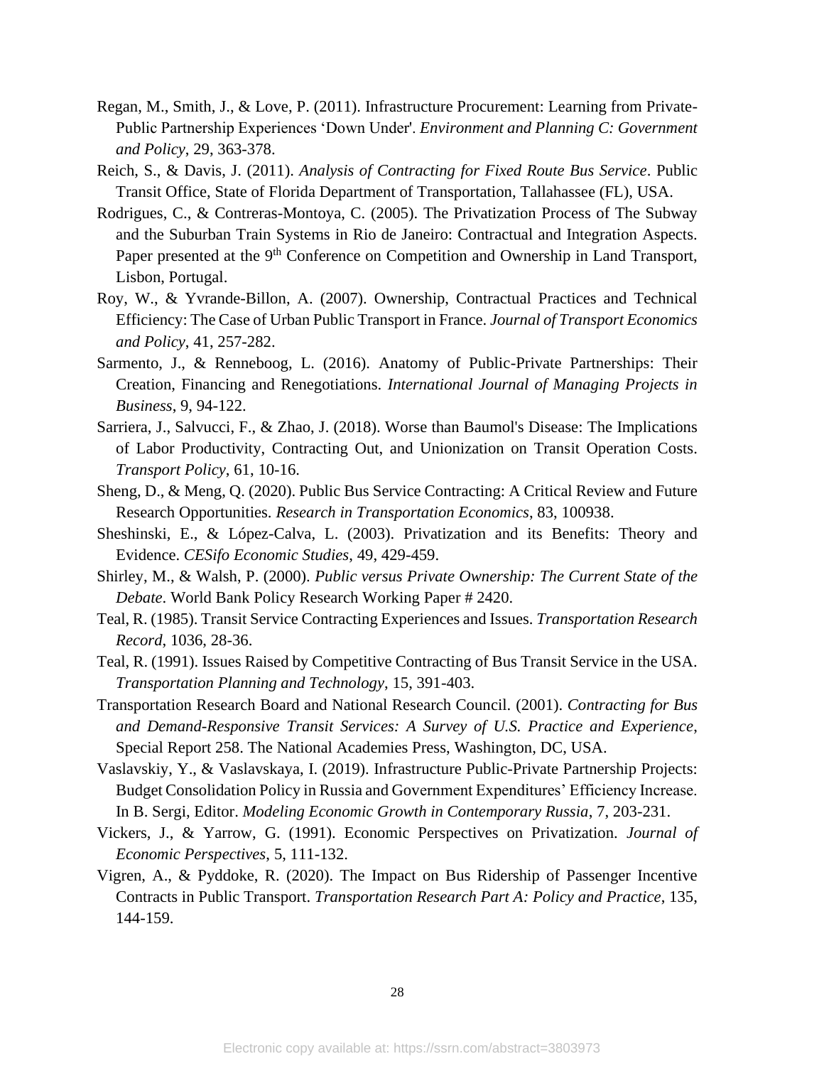Regan, M., Smith, J., & Love, P. (2011). Infrastructure Procurement: Learning from Private-Public Partnership Experiences 'Down Under'. *Environment and Planning C: Government and Policy*, 29, 363-378.

Reich, S., & Davis, J. (2011). *Analysis of Contracting for Fixed Route Bus Service*. Public Transit Office, State of Florida Department of Transportation, Tallahassee (FL), USA.

Rodrigues, C., & Contreras-Montoya, C. (2005). The Privatization Process of The Subway and the Suburban Train Systems in Rio de Janeiro: Contractual and Integration Aspects. Paper presented at the 9th Conference on Competition and Ownership in Land Transport, Lisbon, Portugal.

Roy, W., & Yvrande-Billon, A. (2007). Ownership, Contractual Practices and Technical Efficiency: The Case of Urban Public Transport in France. *Journal of Transport Economics and Policy*, 41, 257-282.

Sarmento, J., & Renneboog, L. (2016). Anatomy of Public-Private Partnerships: Their Creation, Financing and Renegotiations. *International Journal of Managing Projects in Business*, 9, 94-122.

Sarriera, J., Salvucci, F., & Zhao, J. (2018). Worse than Baumol's Disease: The Implications of Labor Productivity, Contracting Out, and Unionization on Transit Operation Costs. *Transport Policy*, 61, 10-16.

Sheng, D., & Meng, Q. (2020). Public Bus Service Contracting: A Critical Review and Future Research Opportunities. *Research in Transportation Economics*, 83, 100938.

Sheshinski, E., & López-Calva, L. (2003). Privatization and its Benefits: Theory and Evidence. *CESifo Economic Studies*, 49, 429-459.

Shirley, M., & Walsh, P. (2000). *Public versus Private Ownership: The Current State of the Debate*. World Bank Policy Research Working Paper # 2420.

Teal, R. (1985). Transit Service Contracting Experiences and Issues. *Transportation Research Record*, 1036, 28-36.

Teal, R. (1991). Issues Raised by Competitive Contracting of Bus Transit Service in the USA. *Transportation Planning and Technology*, 15, 391-403.

Transportation Research Board and National Research Council. (2001). *Contracting for Bus and Demand-Responsive Transit Services: A Survey of U.S. Practice and Experience*, Special Report 258. The National Academies Press, Washington, DC, USA.

Vaslavskiy, Y., & Vaslavskaya, I. (2019). Infrastructure Public-Private Partnership Projects: Budget Consolidation Policy in Russia and Government Expenditures' Efficiency Increase. In B. Sergi, Editor. *Modeling Economic Growth in Contemporary Russia*, 7, 203-231.

Vickers, J., & Yarrow, G. (1991). Economic Perspectives on Privatization. *Journal of Economic Perspectives*, 5, 111-132.

Vigren, A., & Pyddoke, R. (2020). The Impact on Bus Ridership of Passenger Incentive Contracts in Public Transport. *Transportation Research Part A: Policy and Practice*, 135, 144-159.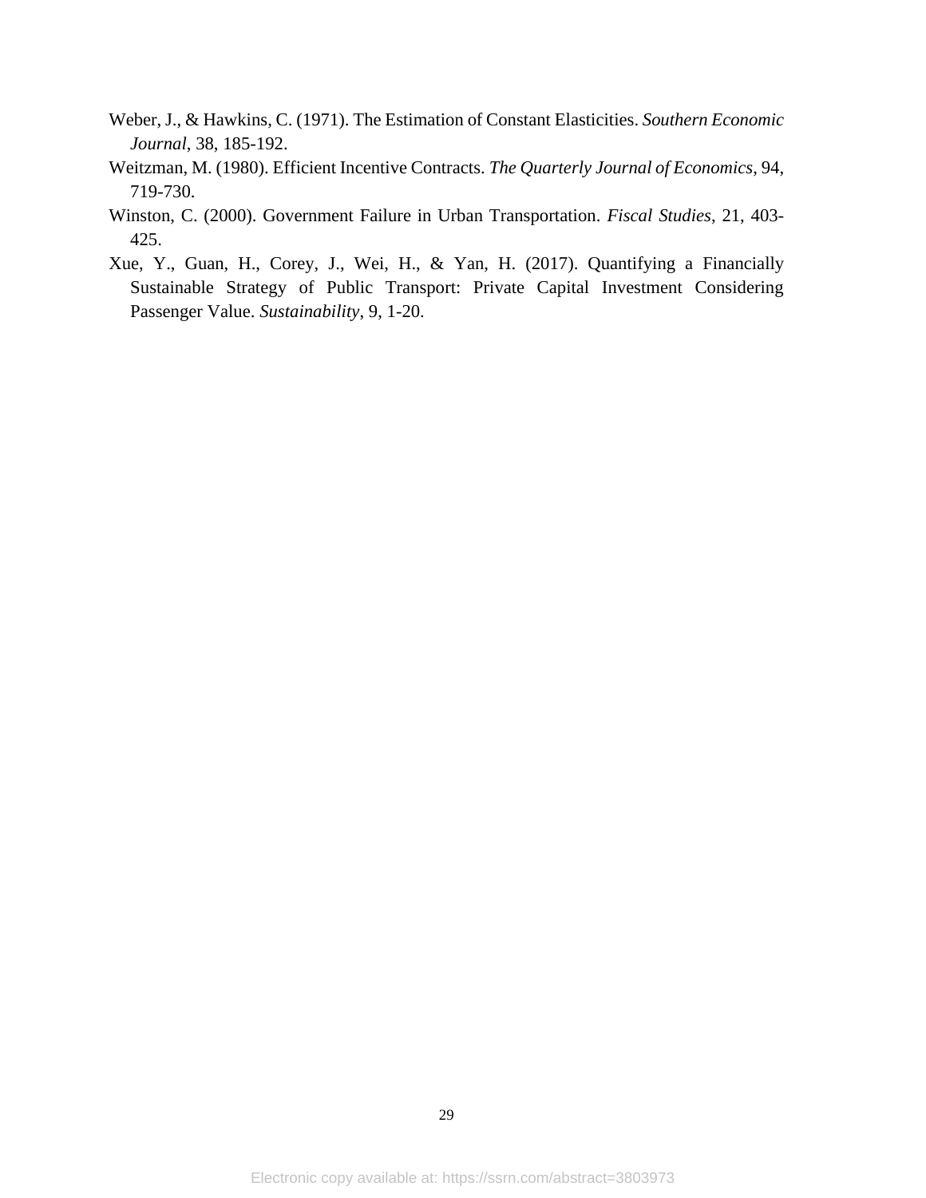Weber, J., & Hawkins, C. (1971). The Estimation of Constant Elasticities. *Southern Economic Journal*, 38, 185-192.

Weitzman, M. (1980). Efficient Incentive Contracts. *The Quarterly Journal of Economics*, 94, 719-730.

Winston, C. (2000). Government Failure in Urban Transportation. *Fiscal Studies*, 21, 403-425.

Xue, Y., Guan, H., Corey, J., Wei, H., & Yan, H. (2017). Quantifying a Financially Sustainable Strategy of Public Transport: Private Capital Investment Considering Passenger Value. *Sustainability*, 9, 1-20.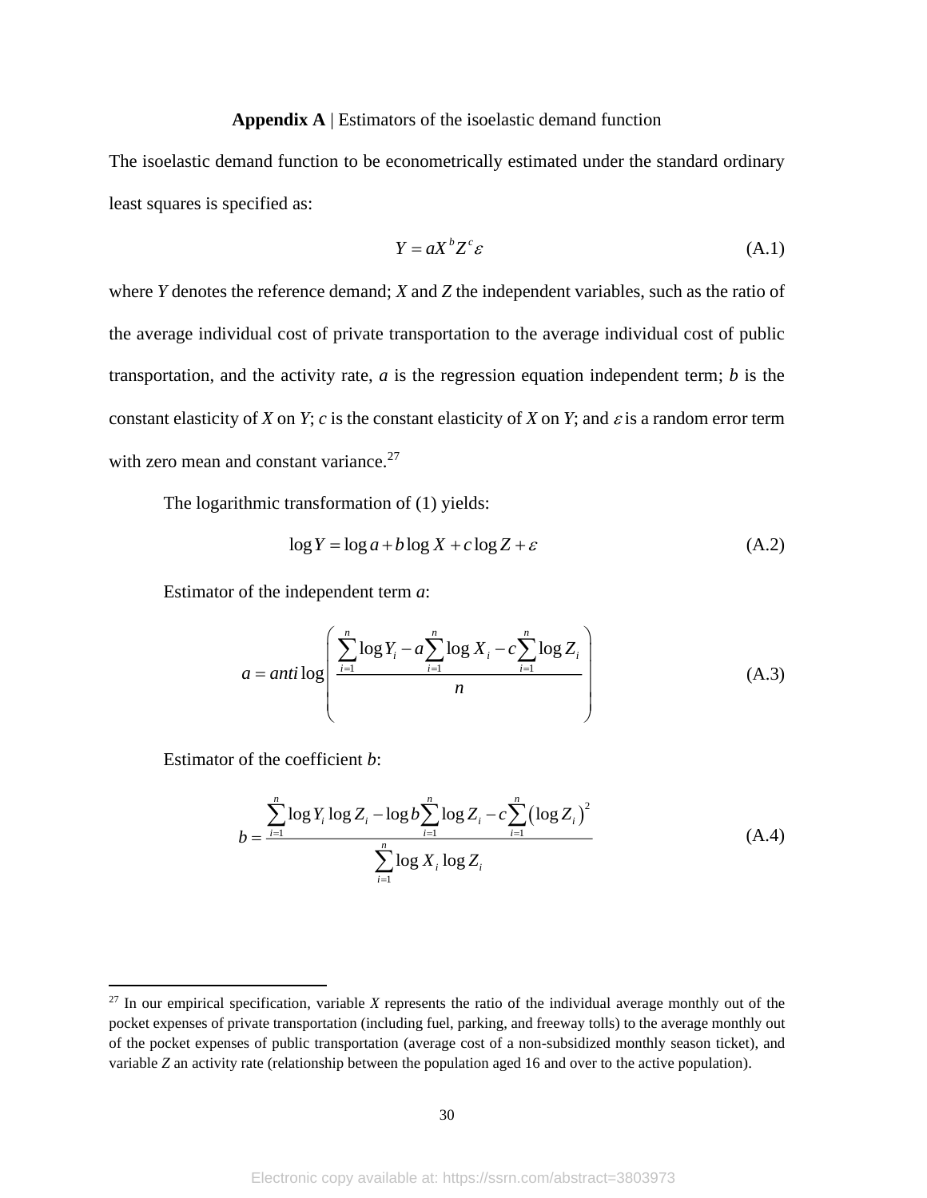**Appendix A** | Estimators of the isoelastic demand function

The isoelastic demand function to be econometrically estimated under the standard ordinary least squares is specified as:

$$Y = aX^{b}Z^{c}\varepsilon \tag{A.1}$$

where *Y* denotes the reference demand; *X* and *Z* the independent variables, such as the ratio of the average individual cost of private transportation to the average individual cost of public transportation, and the activity rate, *a* is the regression equation independent term; *b* is the constant elasticity of *X* on *Y*; *c* is the constant elasticity of *X* on *Y*; and $\varepsilon$ is a random error term with zero mean and constant variance.[27]

The logarithmic transformation of (1) yields:

$$\log Y = \log a + b\log X + c\log Z + \varepsilon \tag{A.2}$$

Estimator of the independent term *a*:

$$a = anti\log\left(\frac{\sum_{i=1}^{n}\log Y_i - a\sum_{i=1}^{n}\log X_i - c\sum_{i=1}^{n}\log Z_i}{n}\right) \tag{A.3}$$

Estimator of the coefficient *b*:

$$b = \frac{\sum_{i=1}^{n}\log Y_i \log Z_i - \log b\sum_{i=1}^{n}\log Z_i - c\sum_{i=1}^{n}\left(\log Z_i\right)^2}{\sum_{i=1}^{n}\log X_i \log Z_i} \tag{A.4}$$

---

[27] In our empirical specification, variable *X* represents the ratio of the individual average monthly out of the pocket expenses of private transportation (including fuel, parking, and freeway tolls) to the average monthly out of the pocket expenses of public transportation (average cost of a non-subsidized monthly season ticket), and variable *Z* an activity rate (relationship between the population aged 16 and over to the active population).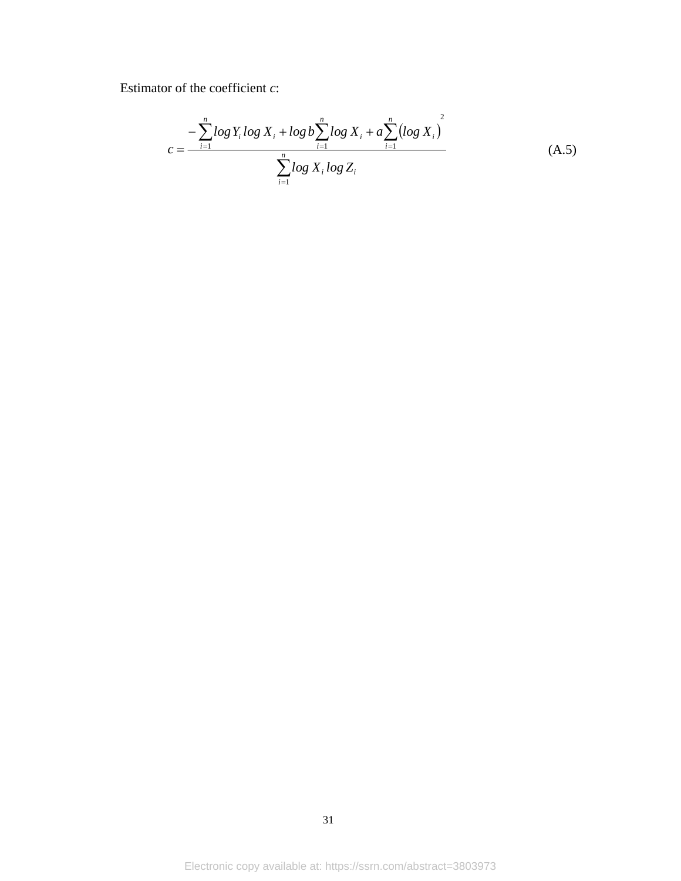Estimator of the coefficient *c*:

$$c = \frac{-\sum_{i=1}^{n} log\,Y_i \, log\,X_i + log\,b \sum_{i=1}^{n} log\,X_i + a \sum_{i=1}^{n} \left(log\,X_i\right)^2}{\sum_{i=1}^{n} log\,X_i \, log\,Z_i} \tag{A.5}$$

Electronic copy available at: https://ssrn.com/abstract=3803973